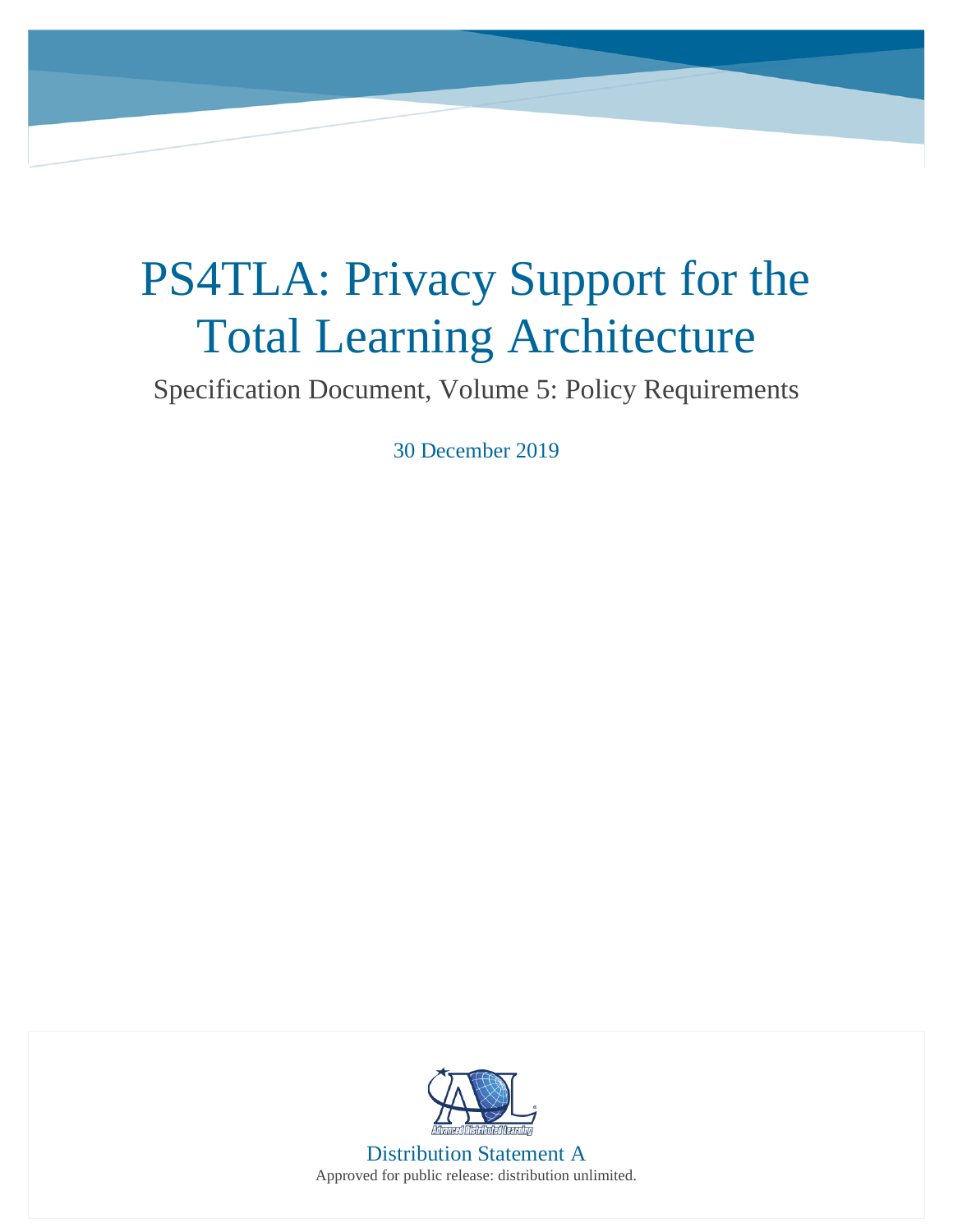# PS4TLA: Privacy Support for the Total Learning Architecture

Specification Document, Volume 5: Policy Requirements

30 December 2019

Distribution Statement A

Approved for public release: distribution unlimited.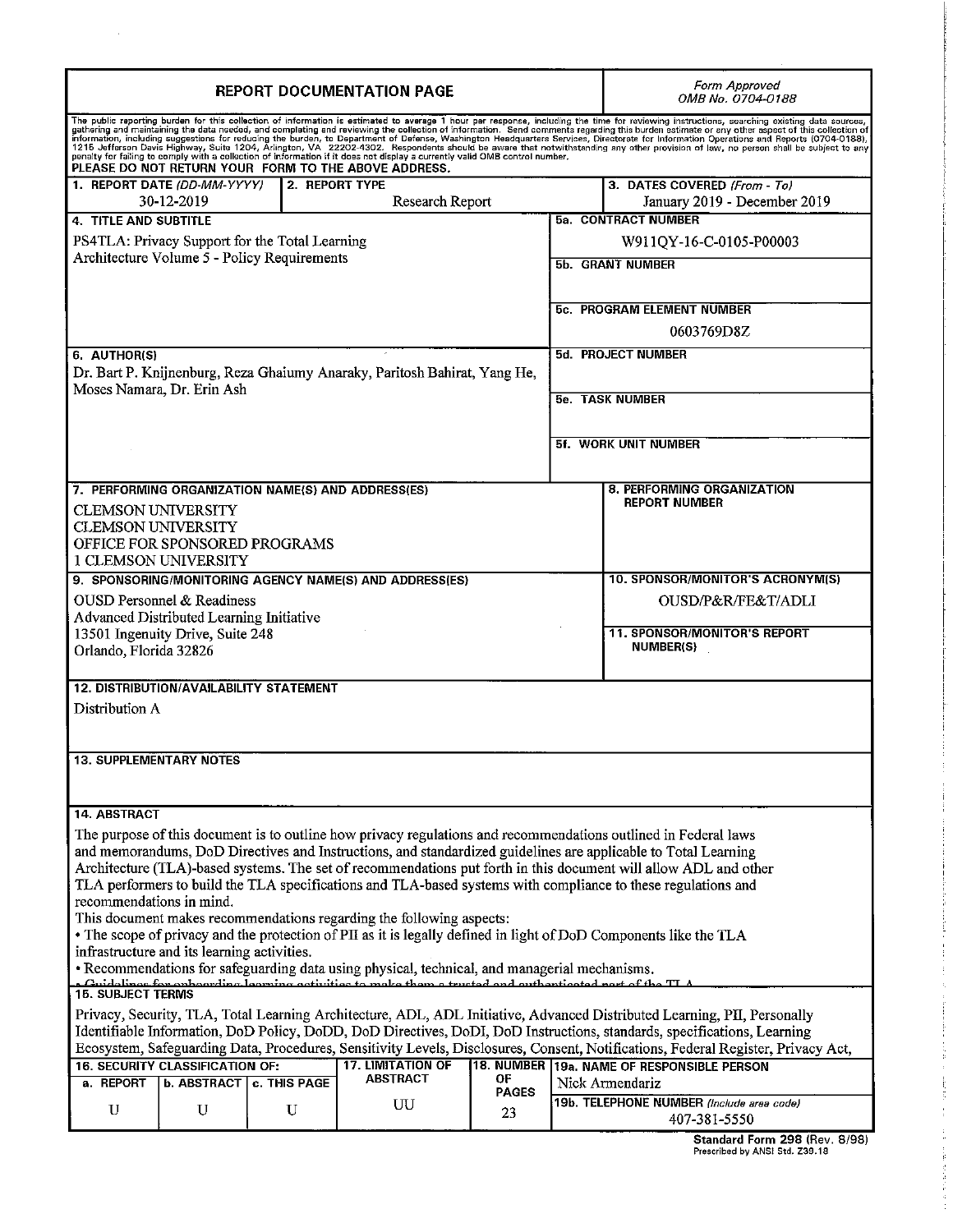# REPORT DOCUMENTATION PAGE

*Form Approved OMB No. 0704-0188*

The public reporting burden for this collection of information is estimated to average 1 hour per response, including the time for reviewing instructions, searching existing data sources, gathering and maintaining the data needed, and completing and reviewing the collection of information. Send comments regarding this burden estimate or any other aspect of this collection of information, including suggestions for reducing the burden, to Department of Defense, Washington Headquarters Services, Directorate for Information Operations and Reports (0704-0188), 1215 Jefferson Davis Highway, Suite 1204, Arlington, VA 22202-4302. Respondents should be aware that notwithstanding any other provision of law, no person shall be subject to any penalty for failing to comply with a collection of information if it does not display a currently valid OMB control number.

**PLEASE DO NOT RETURN YOUR FORM TO THE ABOVE ADDRESS.**

| 1. REPORT DATE (DD-MM-YYYY) | 2. REPORT TYPE | 3. DATES COVERED (From - To) |
|---|---|---|
| 30-12-2019 | Research Report | January 2019 - December 2019 |

**4. TITLE AND SUBTITLE**
PS4TLA: Privacy Support for the Total Learning Architecture Volume 5 - Policy Requirements

**5a. CONTRACT NUMBER**
W911QY-16-C-0105-P00003

**5b. GRANT NUMBER**

**5c. PROGRAM ELEMENT NUMBER**
0603769D8Z

**6. AUTHOR(S)**
Dr. Bart P. Knijnenburg, Reza Ghaiumy Anaraky, Paritosh Bahirat, Yang He, Moses Namara, Dr. Erin Ash

**5d. PROJECT NUMBER**

**5e. TASK NUMBER**

**5f. WORK UNIT NUMBER**

**7. PERFORMING ORGANIZATION NAME(S) AND ADDRESS(ES)**
CLEMSON UNIVERSITY
CLEMSON UNIVERSITY
OFFICE FOR SPONSORED PROGRAMS
1 CLEMSON UNIVERSITY

**8. PERFORMING ORGANIZATION REPORT NUMBER**

**9. SPONSORING/MONITORING AGENCY NAME(S) AND ADDRESS(ES)**
OUSD Personnel & Readiness
Advanced Distributed Learning Initiative
13501 Ingenuity Drive, Suite 248
Orlando, Florida 32826

**10. SPONSOR/MONITOR'S ACRONYM(S)**
OUSD/P&R/FE&T/ADLI

**11. SPONSOR/MONITOR'S REPORT NUMBER(S)**

**12. DISTRIBUTION/AVAILABILITY STATEMENT**
Distribution A

**13. SUPPLEMENTARY NOTES**

**14. ABSTRACT**
The purpose of this document is to outline how privacy regulations and recommendations outlined in Federal laws and memorandums, DoD Directives and Instructions, and standardized guidelines are applicable to Total Learning Architecture (TLA)-based systems. The set of recommendations put forth in this document will allow ADL and other TLA performers to build the TLA specifications and TLA-based systems with compliance to these regulations and recommendations in mind.
This document makes recommendations regarding the following aspects:
• The scope of privacy and the protection of PII as it is legally defined in light of DoD Components like the TLA infrastructure and its learning activities.
• Recommendations for safeguarding data using physical, technical, and managerial mechanisms.
• Guidelines for onboarding learning activities to make them a trusted and authenticated part of the TLA

**15. SUBJECT TERMS**
Privacy, Security, TLA, Total Learning Architecture, ADL, ADL Initiative, Advanced Distributed Learning, PII, Personally Identifiable Information, DoD Policy, DoDD, DoD Directives, DoDI, DoD Instructions, standards, specifications, Learning Ecosystem, Safeguarding Data, Procedures, Sensitivity Levels, Disclosures, Consent, Notifications, Federal Register, Privacy Act,

| 16. SECURITY CLASSIFICATION OF: a. REPORT | b. ABSTRACT | c. THIS PAGE | 17. LIMITATION OF ABSTRACT | 18. NUMBER OF PAGES | 19a. NAME OF RESPONSIBLE PERSON | 19b. TELEPHONE NUMBER (Include area code) |
|---|---|---|---|---|---|---|
| U | U | U | UU | 23 | Nick Armendariz | 407-381-5550 |

**Standard Form 298** (Rev. 8/98)
Prescribed by ANSI Std. Z39.18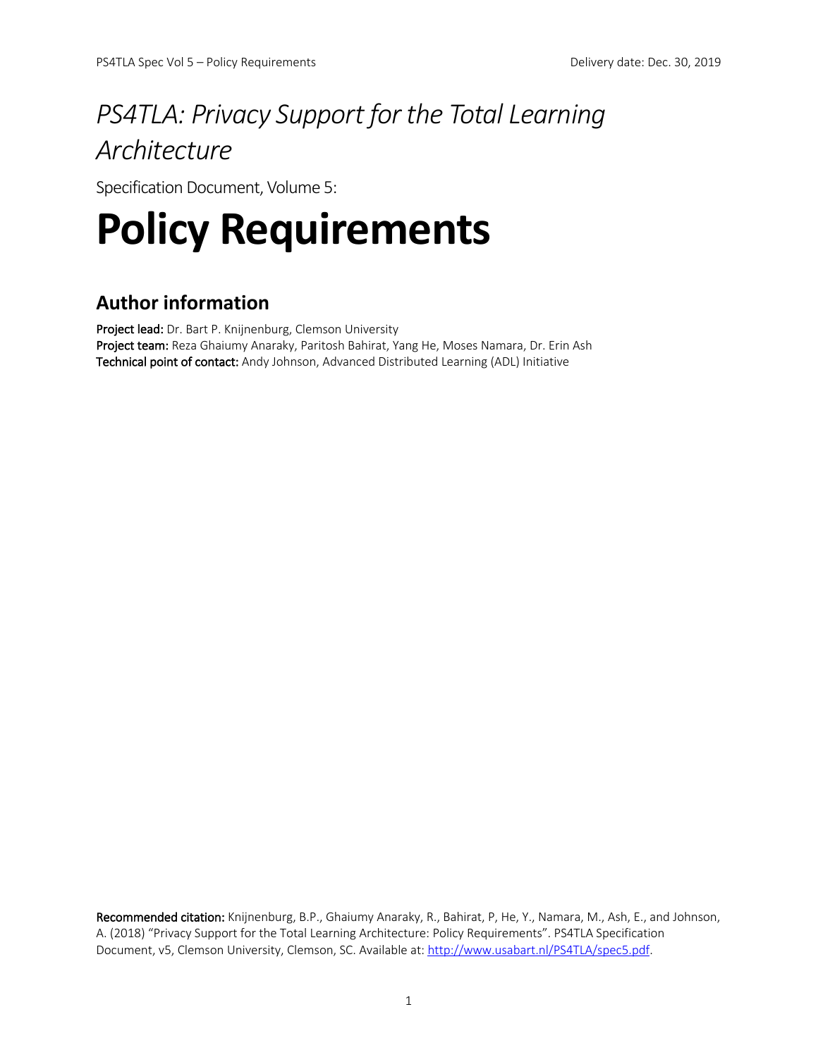# *PS4TLA: Privacy Support for the Total Learning Architecture*

Specification Document, Volume 5:

# Policy Requirements

## Author information

**Project lead:** Dr. Bart P. Knijnenburg, Clemson University
**Project team:** Reza Ghaiumy Anaraky, Paritosh Bahirat, Yang He, Moses Namara, Dr. Erin Ash
**Technical point of contact:** Andy Johnson, Advanced Distributed Learning (ADL) Initiative

**Recommended citation:** Knijnenburg, B.P., Ghaiumy Anaraky, R., Bahirat, P, He, Y., Namara, M., Ash, E., and Johnson, A. (2018) "Privacy Support for the Total Learning Architecture: Policy Requirements". PS4TLA Specification Document, v5, Clemson University, Clemson, SC. Available at: [http://www.usabart.nl/PS4TLA/spec5.pdf](http://www.usabart.nl/PS4TLA/spec5.pdf).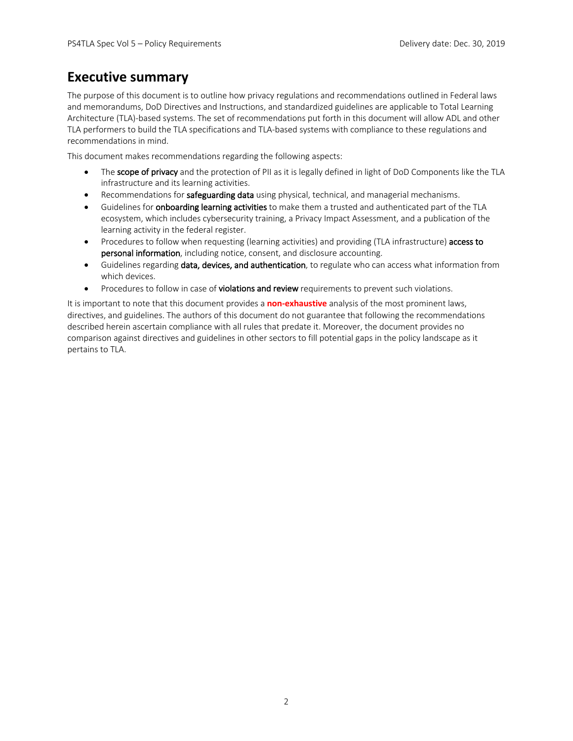# Executive summary

The purpose of this document is to outline how privacy regulations and recommendations outlined in Federal laws and memorandums, DoD Directives and Instructions, and standardized guidelines are applicable to Total Learning Architecture (TLA)-based systems. The set of recommendations put forth in this document will allow ADL and other TLA performers to build the TLA specifications and TLA-based systems with compliance to these regulations and recommendations in mind.

This document makes recommendations regarding the following aspects:

- The **scope of privacy** and the protection of PII as it is legally defined in light of DoD Components like the TLA infrastructure and its learning activities.
- Recommendations for **safeguarding data** using physical, technical, and managerial mechanisms.
- Guidelines for **onboarding learning activities** to make them a trusted and authenticated part of the TLA ecosystem, which includes cybersecurity training, a Privacy Impact Assessment, and a publication of the learning activity in the federal register.
- Procedures to follow when requesting (learning activities) and providing (TLA infrastructure) **access to personal information**, including notice, consent, and disclosure accounting.
- Guidelines regarding **data, devices, and authentication**, to regulate who can access what information from which devices.
- Procedures to follow in case of **violations and review** requirements to prevent such violations.

It is important to note that this document provides a **non-exhaustive** analysis of the most prominent laws, directives, and guidelines. The authors of this document do not guarantee that following the recommendations described herein ascertain compliance with all rules that predate it. Moreover, the document provides no comparison against directives and guidelines in other sectors to fill potential gaps in the policy landscape as it pertains to TLA.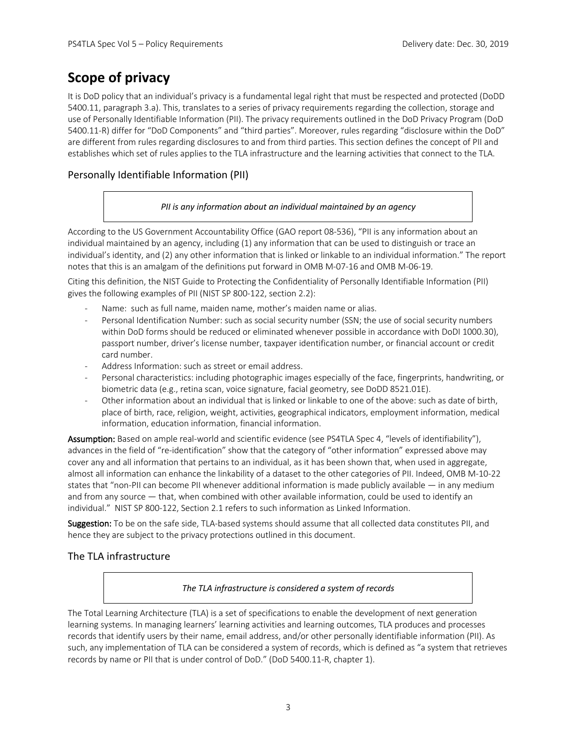# Scope of privacy

It is DoD policy that an individual's privacy is a fundamental legal right that must be respected and protected (DoDD 5400.11, paragraph 3.a). This, translates to a series of privacy requirements regarding the collection, storage and use of Personally Identifiable Information (PII). The privacy requirements outlined in the DoD Privacy Program (DoD 5400.11-R) differ for "DoD Components" and "third parties". Moreover, rules regarding "disclosure within the DoD" are different from rules regarding disclosures to and from third parties. This section defines the concept of PII and establishes which set of rules applies to the TLA infrastructure and the learning activities that connect to the TLA.

## Personally Identifiable Information (PII)

> *PII is any information about an individual maintained by an agency*

According to the US Government Accountability Office (GAO report 08-536), "PII is any information about an individual maintained by an agency, including (1) any information that can be used to distinguish or trace an individual's identity, and (2) any other information that is linked or linkable to an individual information." The report notes that this is an amalgam of the definitions put forward in OMB M-07-16 and OMB M-06-19.

Citing this definition, the NIST Guide to Protecting the Confidentiality of Personally Identifiable Information (PII) gives the following examples of PII (NIST SP 800-122, section 2.2):

- Name: such as full name, maiden name, mother's maiden name or alias.
- Personal Identification Number: such as social security number (SSN; the use of social security numbers within DoD forms should be reduced or eliminated whenever possible in accordance with DoDI 1000.30), passport number, driver's license number, taxpayer identification number, or financial account or credit card number.
- Address Information: such as street or email address.
- Personal characteristics: including photographic images especially of the face, fingerprints, handwriting, or biometric data (e.g., retina scan, voice signature, facial geometry, see DoDD 8521.01E).
- Other information about an individual that is linked or linkable to one of the above: such as date of birth, place of birth, race, religion, weight, activities, geographical indicators, employment information, medical information, education information, financial information.

**Assumption:** Based on ample real-world and scientific evidence (see PS4TLA Spec 4, "levels of identifiability"), advances in the field of "re-identification" show that the category of "other information" expressed above may cover any and all information that pertains to an individual, as it has been shown that, when used in aggregate, almost all information can enhance the linkability of a dataset to the other categories of PII. Indeed, OMB M-10-22 states that "non-PII can become PII whenever additional information is made publicly available — in any medium and from any source — that, when combined with other available information, could be used to identify an individual." NIST SP 800-122, Section 2.1 refers to such information as Linked Information.

**Suggestion:** To be on the safe side, TLA-based systems should assume that all collected data constitutes PII, and hence they are subject to the privacy protections outlined in this document.

## The TLA infrastructure

> *The TLA infrastructure is considered a system of records*

The Total Learning Architecture (TLA) is a set of specifications to enable the development of next generation learning systems. In managing learners' learning activities and learning outcomes, TLA produces and processes records that identify users by their name, email address, and/or other personally identifiable information (PII). As such, any implementation of TLA can be considered a system of records, which is defined as "a system that retrieves records by name or PII that is under control of DoD." (DoD 5400.11-R, chapter 1).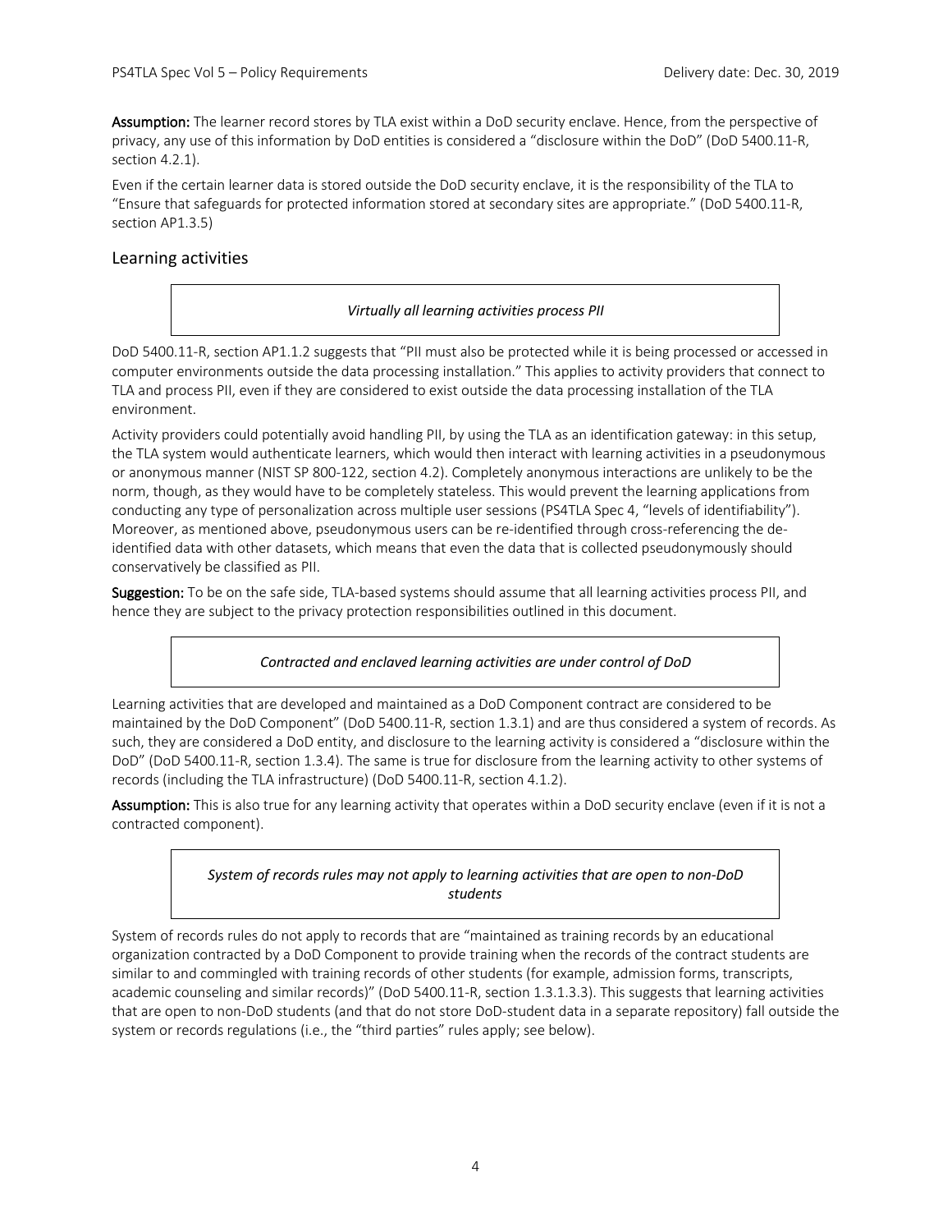**Assumption:** The learner record stores by TLA exist within a DoD security enclave. Hence, from the perspective of privacy, any use of this information by DoD entities is considered a "disclosure within the DoD" (DoD 5400.11-R, section 4.2.1).

Even if the certain learner data is stored outside the DoD security enclave, it is the responsibility of the TLA to "Ensure that safeguards for protected information stored at secondary sites are appropriate." (DoD 5400.11-R, section AP1.3.5)

## Learning activities

> *Virtually all learning activities process PII*

DoD 5400.11-R, section AP1.1.2 suggests that "PII must also be protected while it is being processed or accessed in computer environments outside the data processing installation." This applies to activity providers that connect to TLA and process PII, even if they are considered to exist outside the data processing installation of the TLA environment.

Activity providers could potentially avoid handling PII, by using the TLA as an identification gateway: in this setup, the TLA system would authenticate learners, which would then interact with learning activities in a pseudonymous or anonymous manner (NIST SP 800-122, section 4.2). Completely anonymous interactions are unlikely to be the norm, though, as they would have to be completely stateless. This would prevent the learning applications from conducting any type of personalization across multiple user sessions (PS4TLA Spec 4, "levels of identifiability"). Moreover, as mentioned above, pseudonymous users can be re-identified through cross-referencing the de-identified data with other datasets, which means that even the data that is collected pseudonymously should conservatively be classified as PII.

**Suggestion:** To be on the safe side, TLA-based systems should assume that all learning activities process PII, and hence they are subject to the privacy protection responsibilities outlined in this document.

> *Contracted and enclaved learning activities are under control of DoD*

Learning activities that are developed and maintained as a DoD Component contract are considered to be maintained by the DoD Component" (DoD 5400.11-R, section 1.3.1) and are thus considered a system of records. As such, they are considered a DoD entity, and disclosure to the learning activity is considered a "disclosure within the DoD" (DoD 5400.11-R, section 1.3.4). The same is true for disclosure from the learning activity to other systems of records (including the TLA infrastructure) (DoD 5400.11-R, section 4.1.2).

**Assumption:** This is also true for any learning activity that operates within a DoD security enclave (even if it is not a contracted component).

> *System of records rules may not apply to learning activities that are open to non-DoD students*

System of records rules do not apply to records that are "maintained as training records by an educational organization contracted by a DoD Component to provide training when the records of the contract students are similar to and commingled with training records of other students (for example, admission forms, transcripts, academic counseling and similar records)" (DoD 5400.11-R, section 1.3.1.3.3). This suggests that learning activities that are open to non-DoD students (and that do not store DoD-student data in a separate repository) fall outside the system or records regulations (i.e., the "third parties" rules apply; see below).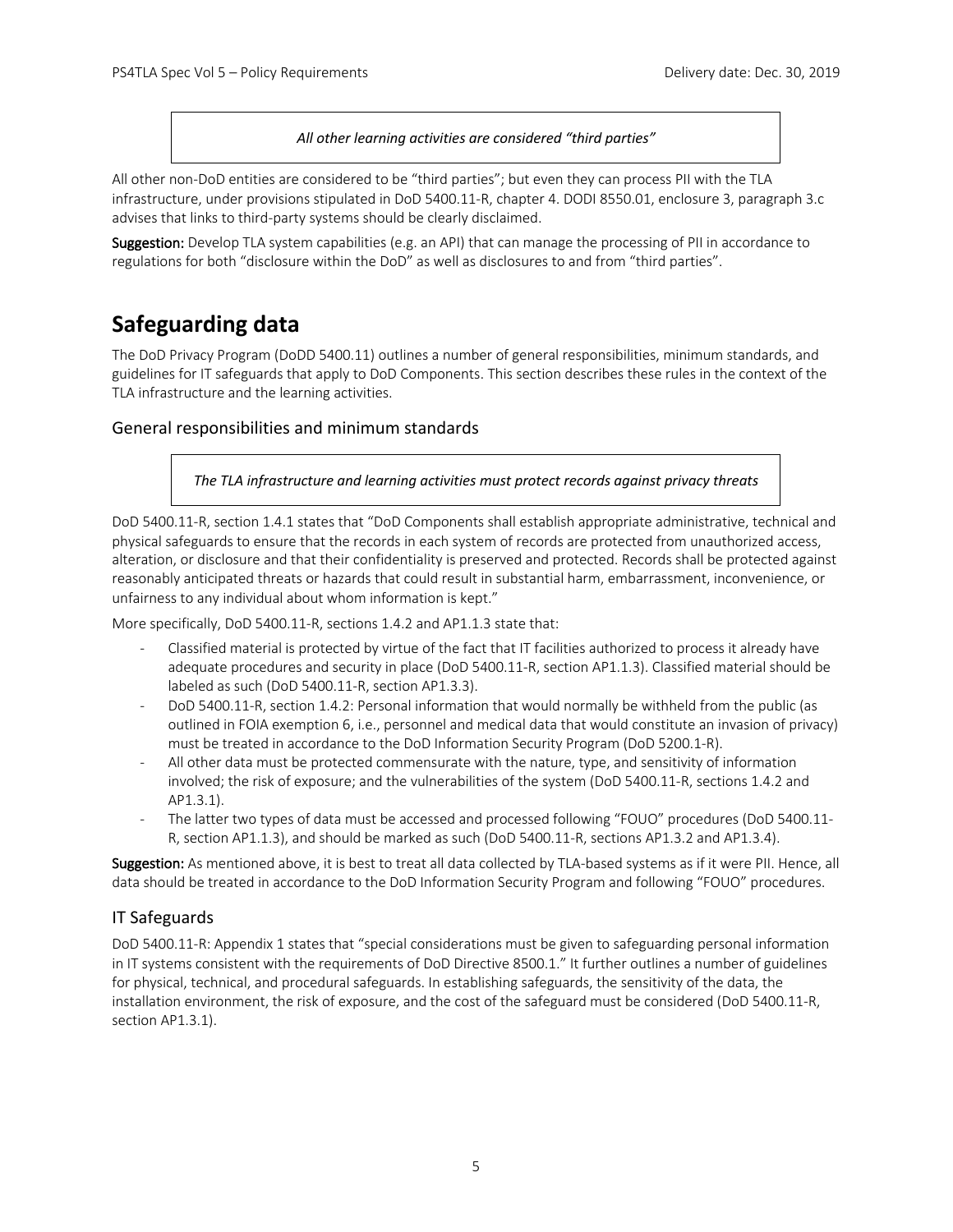*All other learning activities are considered "third parties"*

All other non-DoD entities are considered to be "third parties"; but even they can process PII with the TLA infrastructure, under provisions stipulated in DoD 5400.11-R, chapter 4. DODI 8550.01, enclosure 3, paragraph 3.c advises that links to third-party systems should be clearly disclaimed.

**Suggestion:** Develop TLA system capabilities (e.g. an API) that can manage the processing of PII in accordance to regulations for both "disclosure within the DoD" as well as disclosures to and from "third parties".

# Safeguarding data

The DoD Privacy Program (DoDD 5400.11) outlines a number of general responsibilities, minimum standards, and guidelines for IT safeguards that apply to DoD Components. This section describes these rules in the context of the TLA infrastructure and the learning activities.

## General responsibilities and minimum standards

*The TLA infrastructure and learning activities must protect records against privacy threats*

DoD 5400.11-R, section 1.4.1 states that "DoD Components shall establish appropriate administrative, technical and physical safeguards to ensure that the records in each system of records are protected from unauthorized access, alteration, or disclosure and that their confidentiality is preserved and protected. Records shall be protected against reasonably anticipated threats or hazards that could result in substantial harm, embarrassment, inconvenience, or unfairness to any individual about whom information is kept."

More specifically, DoD 5400.11-R, sections 1.4.2 and AP1.1.3 state that:

- Classified material is protected by virtue of the fact that IT facilities authorized to process it already have adequate procedures and security in place (DoD 5400.11-R, section AP1.1.3). Classified material should be labeled as such (DoD 5400.11-R, section AP1.3.3).
- DoD 5400.11-R, section 1.4.2: Personal information that would normally be withheld from the public (as outlined in FOIA exemption 6, i.e., personnel and medical data that would constitute an invasion of privacy) must be treated in accordance to the DoD Information Security Program (DoD 5200.1-R).
- All other data must be protected commensurate with the nature, type, and sensitivity of information involved; the risk of exposure; and the vulnerabilities of the system (DoD 5400.11-R, sections 1.4.2 and AP1.3.1).
- The latter two types of data must be accessed and processed following "FOUO" procedures (DoD 5400.11-R, section AP1.1.3), and should be marked as such (DoD 5400.11-R, sections AP1.3.2 and AP1.3.4).

**Suggestion:** As mentioned above, it is best to treat all data collected by TLA-based systems as if it were PII. Hence, all data should be treated in accordance to the DoD Information Security Program and following "FOUO" procedures.

## IT Safeguards

DoD 5400.11-R: Appendix 1 states that "special considerations must be given to safeguarding personal information in IT systems consistent with the requirements of DoD Directive 8500.1." It further outlines a number of guidelines for physical, technical, and procedural safeguards. In establishing safeguards, the sensitivity of the data, the installation environment, the risk of exposure, and the cost of the safeguard must be considered (DoD 5400.11-R, section AP1.3.1).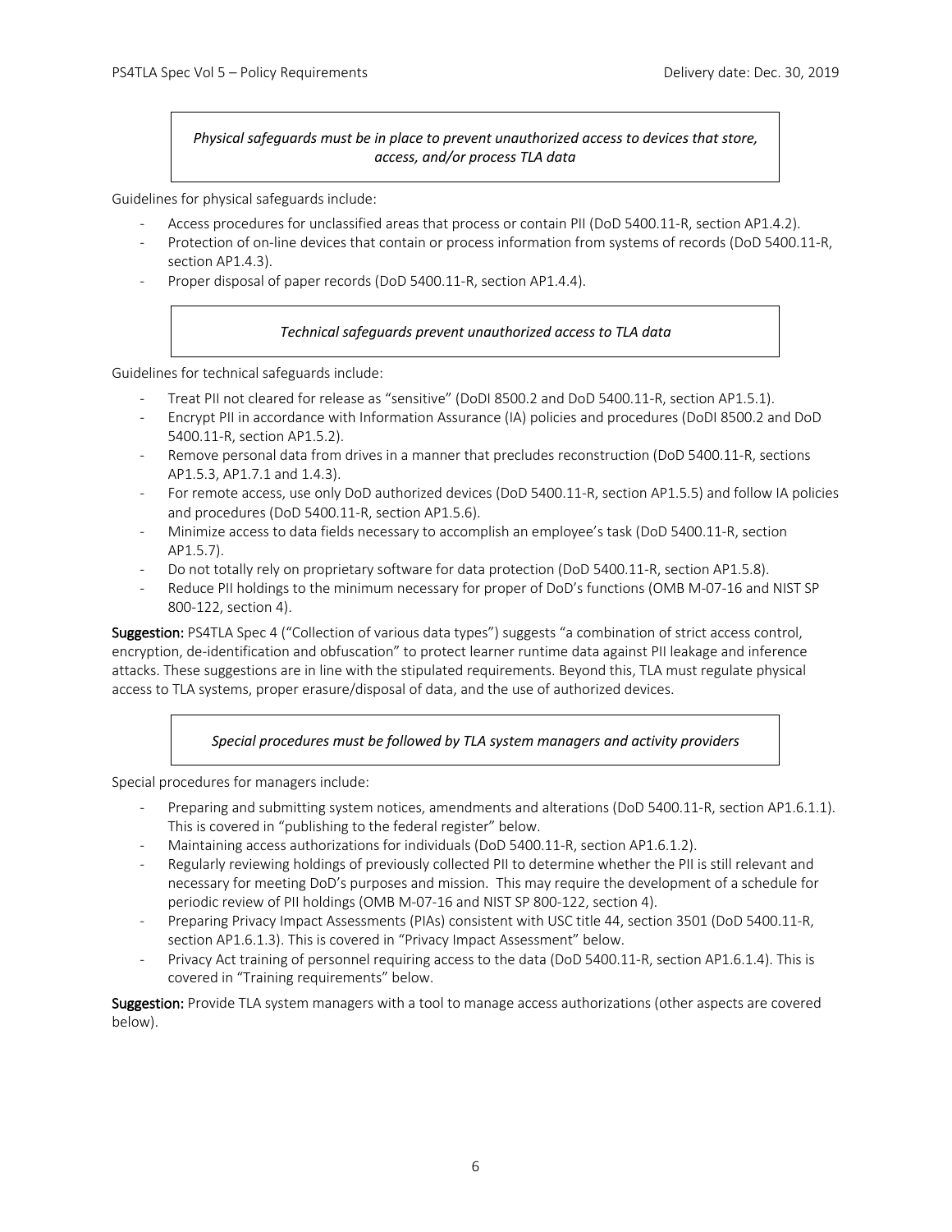*Physical safeguards must be in place to prevent unauthorized access to devices that store, access, and/or process TLA data*

Guidelines for physical safeguards include:

- Access procedures for unclassified areas that process or contain PII (DoD 5400.11-R, section AP1.4.2).
- Protection of on-line devices that contain or process information from systems of records (DoD 5400.11-R, section AP1.4.3).
- Proper disposal of paper records (DoD 5400.11-R, section AP1.4.4).

*Technical safeguards prevent unauthorized access to TLA data*

Guidelines for technical safeguards include:

- Treat PII not cleared for release as "sensitive" (DoDI 8500.2 and DoD 5400.11-R, section AP1.5.1).
- Encrypt PII in accordance with Information Assurance (IA) policies and procedures (DoDI 8500.2 and DoD 5400.11-R, section AP1.5.2).
- Remove personal data from drives in a manner that precludes reconstruction (DoD 5400.11-R, sections AP1.5.3, AP1.7.1 and 1.4.3).
- For remote access, use only DoD authorized devices (DoD 5400.11-R, section AP1.5.5) and follow IA policies and procedures (DoD 5400.11-R, section AP1.5.6).
- Minimize access to data fields necessary to accomplish an employee's task (DoD 5400.11-R, section AP1.5.7).
- Do not totally rely on proprietary software for data protection (DoD 5400.11-R, section AP1.5.8).
- Reduce PII holdings to the minimum necessary for proper of DoD's functions (OMB M-07-16 and NIST SP 800-122, section 4).

**Suggestion:** PS4TLA Spec 4 ("Collection of various data types") suggests "a combination of strict access control, encryption, de-identification and obfuscation" to protect learner runtime data against PII leakage and inference attacks. These suggestions are in line with the stipulated requirements. Beyond this, TLA must regulate physical access to TLA systems, proper erasure/disposal of data, and the use of authorized devices.

*Special procedures must be followed by TLA system managers and activity providers*

Special procedures for managers include:

- Preparing and submitting system notices, amendments and alterations (DoD 5400.11-R, section AP1.6.1.1). This is covered in "publishing to the federal register" below.
- Maintaining access authorizations for individuals (DoD 5400.11-R, section AP1.6.1.2).
- Regularly reviewing holdings of previously collected PII to determine whether the PII is still relevant and necessary for meeting DoD's purposes and mission. This may require the development of a schedule for periodic review of PII holdings (OMB M-07-16 and NIST SP 800-122, section 4).
- Preparing Privacy Impact Assessments (PIAs) consistent with USC title 44, section 3501 (DoD 5400.11-R, section AP1.6.1.3). This is covered in "Privacy Impact Assessment" below.
- Privacy Act training of personnel requiring access to the data (DoD 5400.11-R, section AP1.6.1.4). This is covered in "Training requirements" below.

**Suggestion:** Provide TLA system managers with a tool to manage access authorizations (other aspects are covered below).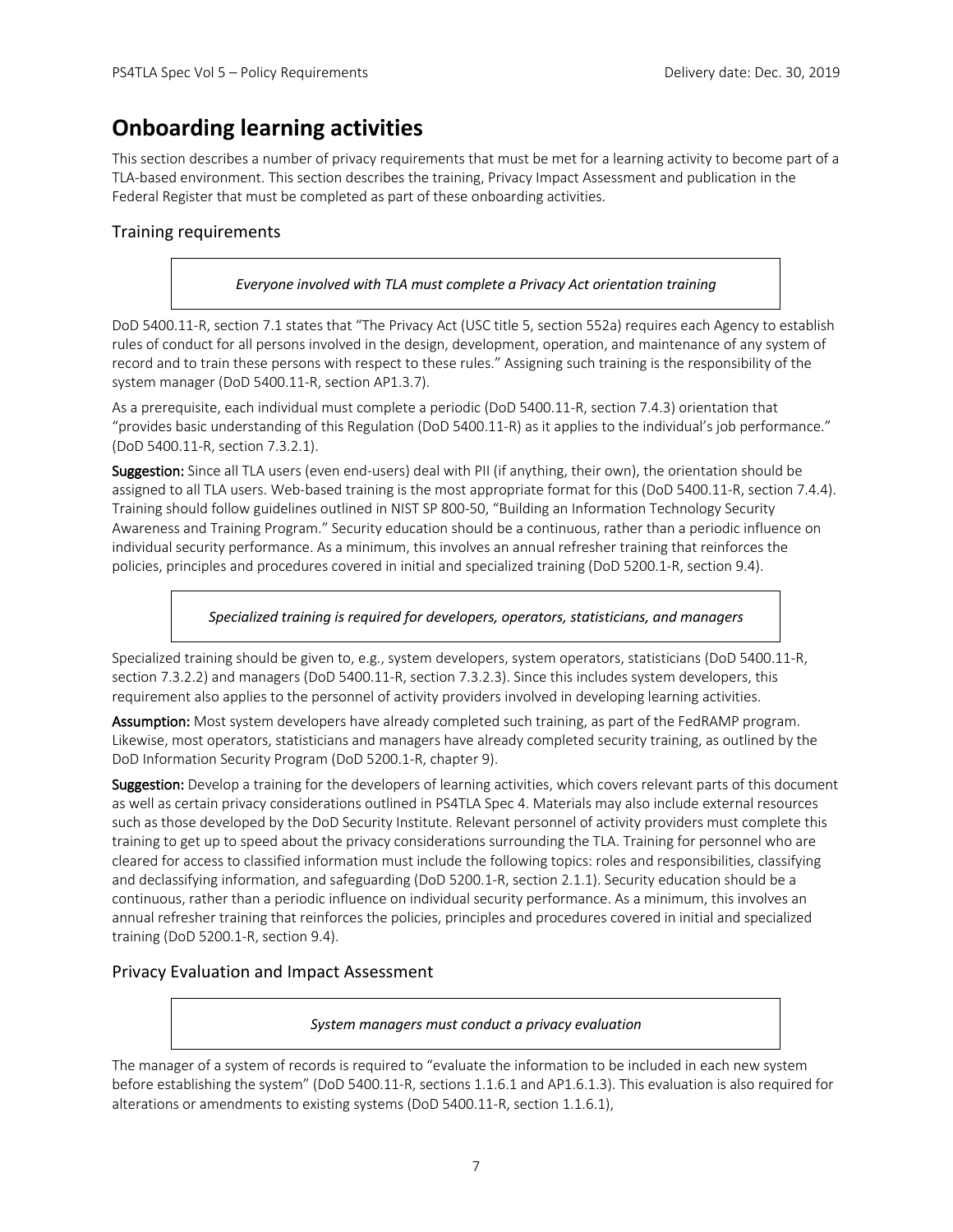# Onboarding learning activities

This section describes a number of privacy requirements that must be met for a learning activity to become part of a TLA-based environment. This section describes the training, Privacy Impact Assessment and publication in the Federal Register that must be completed as part of these onboarding activities.

## Training requirements

> *Everyone involved with TLA must complete a Privacy Act orientation training*

DoD 5400.11-R, section 7.1 states that "The Privacy Act (USC title 5, section 552a) requires each Agency to establish rules of conduct for all persons involved in the design, development, operation, and maintenance of any system of record and to train these persons with respect to these rules." Assigning such training is the responsibility of the system manager (DoD 5400.11-R, section AP1.3.7).

As a prerequisite, each individual must complete a periodic (DoD 5400.11-R, section 7.4.3) orientation that "provides basic understanding of this Regulation (DoD 5400.11-R) as it applies to the individual's job performance." (DoD 5400.11-R, section 7.3.2.1).

**Suggestion:** Since all TLA users (even end-users) deal with PII (if anything, their own), the orientation should be assigned to all TLA users. Web-based training is the most appropriate format for this (DoD 5400.11-R, section 7.4.4). Training should follow guidelines outlined in NIST SP 800-50, "Building an Information Technology Security Awareness and Training Program." Security education should be a continuous, rather than a periodic influence on individual security performance. As a minimum, this involves an annual refresher training that reinforces the policies, principles and procedures covered in initial and specialized training (DoD 5200.1-R, section 9.4).

> *Specialized training is required for developers, operators, statisticians, and managers*

Specialized training should be given to, e.g., system developers, system operators, statisticians (DoD 5400.11-R, section 7.3.2.2) and managers (DoD 5400.11-R, section 7.3.2.3). Since this includes system developers, this requirement also applies to the personnel of activity providers involved in developing learning activities.

**Assumption:** Most system developers have already completed such training, as part of the FedRAMP program. Likewise, most operators, statisticians and managers have already completed security training, as outlined by the DoD Information Security Program (DoD 5200.1-R, chapter 9).

**Suggestion:** Develop a training for the developers of learning activities, which covers relevant parts of this document as well as certain privacy considerations outlined in PS4TLA Spec 4. Materials may also include external resources such as those developed by the DoD Security Institute. Relevant personnel of activity providers must complete this training to get up to speed about the privacy considerations surrounding the TLA. Training for personnel who are cleared for access to classified information must include the following topics: roles and responsibilities, classifying and declassifying information, and safeguarding (DoD 5200.1-R, section 2.1.1). Security education should be a continuous, rather than a periodic influence on individual security performance. As a minimum, this involves an annual refresher training that reinforces the policies, principles and procedures covered in initial and specialized training (DoD 5200.1-R, section 9.4).

## Privacy Evaluation and Impact Assessment

> *System managers must conduct a privacy evaluation*

The manager of a system of records is required to "evaluate the information to be included in each new system before establishing the system" (DoD 5400.11-R, sections 1.1.6.1 and AP1.6.1.3). This evaluation is also required for alterations or amendments to existing systems (DoD 5400.11-R, section 1.1.6.1),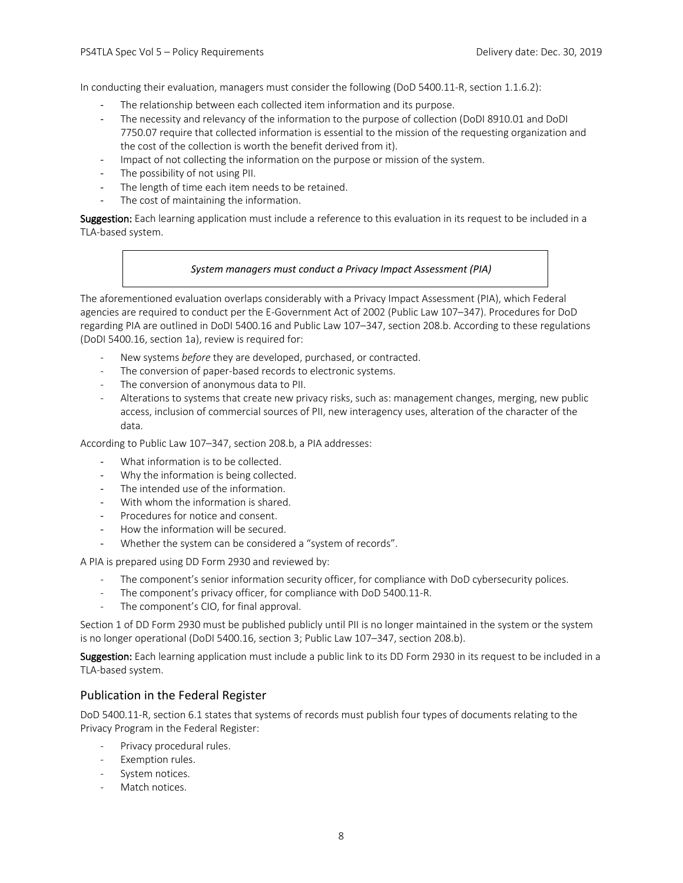In conducting their evaluation, managers must consider the following (DoD 5400.11-R, section 1.1.6.2):

- The relationship between each collected item information and its purpose.
- The necessity and relevancy of the information to the purpose of collection (DoDI 8910.01 and DoDI 7750.07 require that collected information is essential to the mission of the requesting organization and the cost of the collection is worth the benefit derived from it).
- Impact of not collecting the information on the purpose or mission of the system.
- The possibility of not using PII.
- The length of time each item needs to be retained.
- The cost of maintaining the information.

**Suggestion:** Each learning application must include a reference to this evaluation in its request to be included in a TLA-based system.

*System managers must conduct a Privacy Impact Assessment (PIA)*

The aforementioned evaluation overlaps considerably with a Privacy Impact Assessment (PIA), which Federal agencies are required to conduct per the E-Government Act of 2002 (Public Law 107–347). Procedures for DoD regarding PIA are outlined in DoDI 5400.16 and Public Law 107–347, section 208.b. According to these regulations (DoDI 5400.16, section 1a), review is required for:

- New systems *before* they are developed, purchased, or contracted.
- The conversion of paper-based records to electronic systems.
- The conversion of anonymous data to PII.
- Alterations to systems that create new privacy risks, such as: management changes, merging, new public access, inclusion of commercial sources of PII, new interagency uses, alteration of the character of the data.

According to Public Law 107–347, section 208.b, a PIA addresses:

- What information is to be collected.
- Why the information is being collected.
- The intended use of the information.
- With whom the information is shared.
- Procedures for notice and consent.
- How the information will be secured.
- Whether the system can be considered a "system of records".

A PIA is prepared using DD Form 2930 and reviewed by:

- The component's senior information security officer, for compliance with DoD cybersecurity polices.
- The component's privacy officer, for compliance with DoD 5400.11-R.
- The component's CIO, for final approval.

Section 1 of DD Form 2930 must be published publicly until PII is no longer maintained in the system or the system is no longer operational (DoDI 5400.16, section 3; Public Law 107–347, section 208.b).

**Suggestion:** Each learning application must include a public link to its DD Form 2930 in its request to be included in a TLA-based system.

## Publication in the Federal Register

DoD 5400.11-R, section 6.1 states that systems of records must publish four types of documents relating to the Privacy Program in the Federal Register:

- Privacy procedural rules.
- Exemption rules.
- System notices.
- Match notices.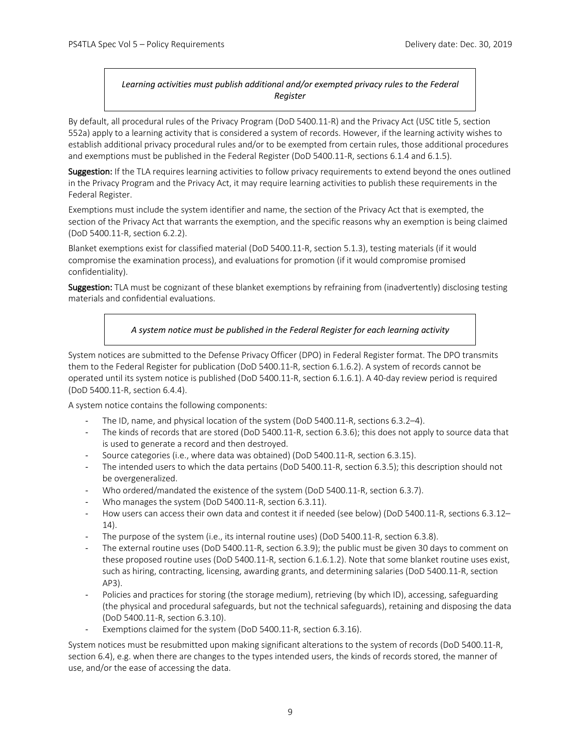*Learning activities must publish additional and/or exempted privacy rules to the Federal Register*

By default, all procedural rules of the Privacy Program (DoD 5400.11-R) and the Privacy Act (USC title 5, section 552a) apply to a learning activity that is considered a system of records. However, if the learning activity wishes to establish additional privacy procedural rules and/or to be exempted from certain rules, those additional procedures and exemptions must be published in the Federal Register (DoD 5400.11-R, sections 6.1.4 and 6.1.5).

**Suggestion:** If the TLA requires learning activities to follow privacy requirements to extend beyond the ones outlined in the Privacy Program and the Privacy Act, it may require learning activities to publish these requirements in the Federal Register.

Exemptions must include the system identifier and name, the section of the Privacy Act that is exempted, the section of the Privacy Act that warrants the exemption, and the specific reasons why an exemption is being claimed (DoD 5400.11-R, section 6.2.2).

Blanket exemptions exist for classified material (DoD 5400.11-R, section 5.1.3), testing materials (if it would compromise the examination process), and evaluations for promotion (if it would compromise promised confidentiality).

**Suggestion:** TLA must be cognizant of these blanket exemptions by refraining from (inadvertently) disclosing testing materials and confidential evaluations.

*A system notice must be published in the Federal Register for each learning activity*

System notices are submitted to the Defense Privacy Officer (DPO) in Federal Register format. The DPO transmits them to the Federal Register for publication (DoD 5400.11-R, section 6.1.6.2). A system of records cannot be operated until its system notice is published (DoD 5400.11-R, section 6.1.6.1). A 40-day review period is required (DoD 5400.11-R, section 6.4.4).

A system notice contains the following components:

- The ID, name, and physical location of the system (DoD 5400.11-R, sections 6.3.2–4).
- The kinds of records that are stored (DoD 5400.11-R, section 6.3.6); this does not apply to source data that is used to generate a record and then destroyed.
- Source categories (i.e., where data was obtained) (DoD 5400.11-R, section 6.3.15).
- The intended users to which the data pertains (DoD 5400.11-R, section 6.3.5); this description should not be overgeneralized.
- Who ordered/mandated the existence of the system (DoD 5400.11-R, section 6.3.7).
- Who manages the system (DoD 5400.11-R, section 6.3.11).
- How users can access their own data and contest it if needed (see below) (DoD 5400.11-R, sections 6.3.12–14).
- The purpose of the system (i.e., its internal routine uses) (DoD 5400.11-R, section 6.3.8).
- The external routine uses (DoD 5400.11-R, section 6.3.9); the public must be given 30 days to comment on these proposed routine uses (DoD 5400.11-R, section 6.1.6.1.2). Note that some blanket routine uses exist, such as hiring, contracting, licensing, awarding grants, and determining salaries (DoD 5400.11-R, section AP3).
- Policies and practices for storing (the storage medium), retrieving (by which ID), accessing, safeguarding (the physical and procedural safeguards, but not the technical safeguards), retaining and disposing the data (DoD 5400.11-R, section 6.3.10).
- Exemptions claimed for the system (DoD 5400.11-R, section 6.3.16).

System notices must be resubmitted upon making significant alterations to the system of records (DoD 5400.11-R, section 6.4), e.g. when there are changes to the types intended users, the kinds of records stored, the manner of use, and/or the ease of accessing the data.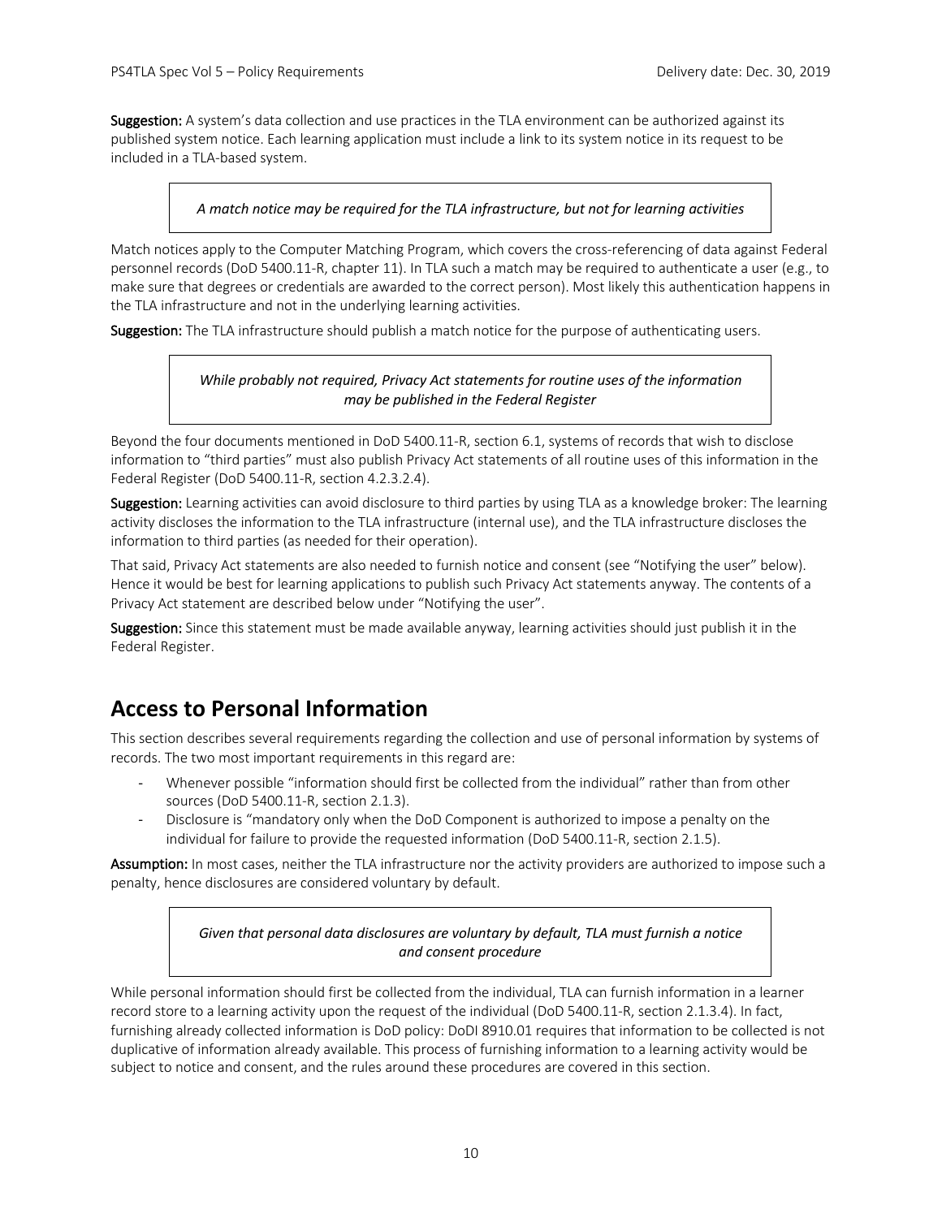**Suggestion:** A system's data collection and use practices in the TLA environment can be authorized against its published system notice. Each learning application must include a link to its system notice in its request to be included in a TLA-based system.

> *A match notice may be required for the TLA infrastructure, but not for learning activities*

Match notices apply to the Computer Matching Program, which covers the cross-referencing of data against Federal personnel records (DoD 5400.11-R, chapter 11). In TLA such a match may be required to authenticate a user (e.g., to make sure that degrees or credentials are awarded to the correct person). Most likely this authentication happens in the TLA infrastructure and not in the underlying learning activities.

**Suggestion:** The TLA infrastructure should publish a match notice for the purpose of authenticating users.

> *While probably not required, Privacy Act statements for routine uses of the information may be published in the Federal Register*

Beyond the four documents mentioned in DoD 5400.11-R, section 6.1, systems of records that wish to disclose information to "third parties" must also publish Privacy Act statements of all routine uses of this information in the Federal Register (DoD 5400.11-R, section 4.2.3.2.4).

**Suggestion:** Learning activities can avoid disclosure to third parties by using TLA as a knowledge broker: The learning activity discloses the information to the TLA infrastructure (internal use), and the TLA infrastructure discloses the information to third parties (as needed for their operation).

That said, Privacy Act statements are also needed to furnish notice and consent (see "Notifying the user" below). Hence it would be best for learning applications to publish such Privacy Act statements anyway. The contents of a Privacy Act statement are described below under "Notifying the user".

**Suggestion:** Since this statement must be made available anyway, learning activities should just publish it in the Federal Register.

# Access to Personal Information

This section describes several requirements regarding the collection and use of personal information by systems of records. The two most important requirements in this regard are:

- Whenever possible "information should first be collected from the individual" rather than from other sources (DoD 5400.11-R, section 2.1.3).
- Disclosure is "mandatory only when the DoD Component is authorized to impose a penalty on the individual for failure to provide the requested information (DoD 5400.11-R, section 2.1.5).

**Assumption:** In most cases, neither the TLA infrastructure nor the activity providers are authorized to impose such a penalty, hence disclosures are considered voluntary by default.

> *Given that personal data disclosures are voluntary by default, TLA must furnish a notice and consent procedure*

While personal information should first be collected from the individual, TLA can furnish information in a learner record store to a learning activity upon the request of the individual (DoD 5400.11-R, section 2.1.3.4). In fact, furnishing already collected information is DoD policy: DoDI 8910.01 requires that information to be collected is not duplicative of information already available. This process of furnishing information to a learning activity would be subject to notice and consent, and the rules around these procedures are covered in this section.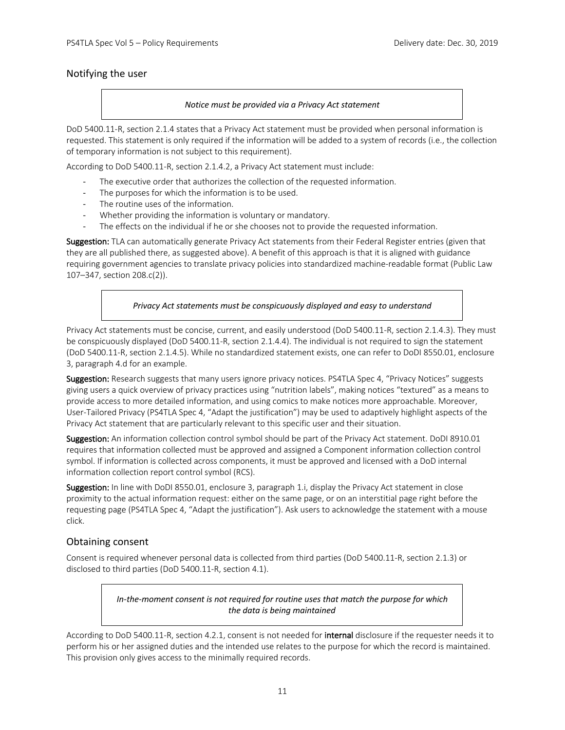## Notifying the user

> *Notice must be provided via a Privacy Act statement*

DoD 5400.11-R, section 2.1.4 states that a Privacy Act statement must be provided when personal information is requested. This statement is only required if the information will be added to a system of records (i.e., the collection of temporary information is not subject to this requirement).

According to DoD 5400.11-R, section 2.1.4.2, a Privacy Act statement must include:

- The executive order that authorizes the collection of the requested information.
- The purposes for which the information is to be used.
- The routine uses of the information.
- Whether providing the information is voluntary or mandatory.
- The effects on the individual if he or she chooses not to provide the requested information.

**Suggestion:** TLA can automatically generate Privacy Act statements from their Federal Register entries (given that they are all published there, as suggested above). A benefit of this approach is that it is aligned with guidance requiring government agencies to translate privacy policies into standardized machine-readable format (Public Law 107–347, section 208.c(2)).

> *Privacy Act statements must be conspicuously displayed and easy to understand*

Privacy Act statements must be concise, current, and easily understood (DoD 5400.11-R, section 2.1.4.3). They must be conspicuously displayed (DoD 5400.11-R, section 2.1.4.4). The individual is not required to sign the statement (DoD 5400.11-R, section 2.1.4.5). While no standardized statement exists, one can refer to DoDI 8550.01, enclosure 3, paragraph 4.d for an example.

**Suggestion:** Research suggests that many users ignore privacy notices. PS4TLA Spec 4, "Privacy Notices" suggests giving users a quick overview of privacy practices using "nutrition labels", making notices "textured" as a means to provide access to more detailed information, and using comics to make notices more approachable. Moreover, User-Tailored Privacy (PS4TLA Spec 4, "Adapt the justification") may be used to adaptively highlight aspects of the Privacy Act statement that are particularly relevant to this specific user and their situation.

**Suggestion:** An information collection control symbol should be part of the Privacy Act statement. DoDI 8910.01 requires that information collected must be approved and assigned a Component information collection control symbol. If information is collected across components, it must be approved and licensed with a DoD internal information collection report control symbol (RCS).

**Suggestion:** In line with DoDI 8550.01, enclosure 3, paragraph 1.i, display the Privacy Act statement in close proximity to the actual information request: either on the same page, or on an interstitial page right before the requesting page (PS4TLA Spec 4, "Adapt the justification"). Ask users to acknowledge the statement with a mouse click.

## Obtaining consent

Consent is required whenever personal data is collected from third parties (DoD 5400.11-R, section 2.1.3) or disclosed to third parties (DoD 5400.11-R, section 4.1).

> *In-the-moment consent is not required for routine uses that match the purpose for which the data is being maintained*

According to DoD 5400.11-R, section 4.2.1, consent is not needed for **internal** disclosure if the requester needs it to perform his or her assigned duties and the intended use relates to the purpose for which the record is maintained. This provision only gives access to the minimally required records.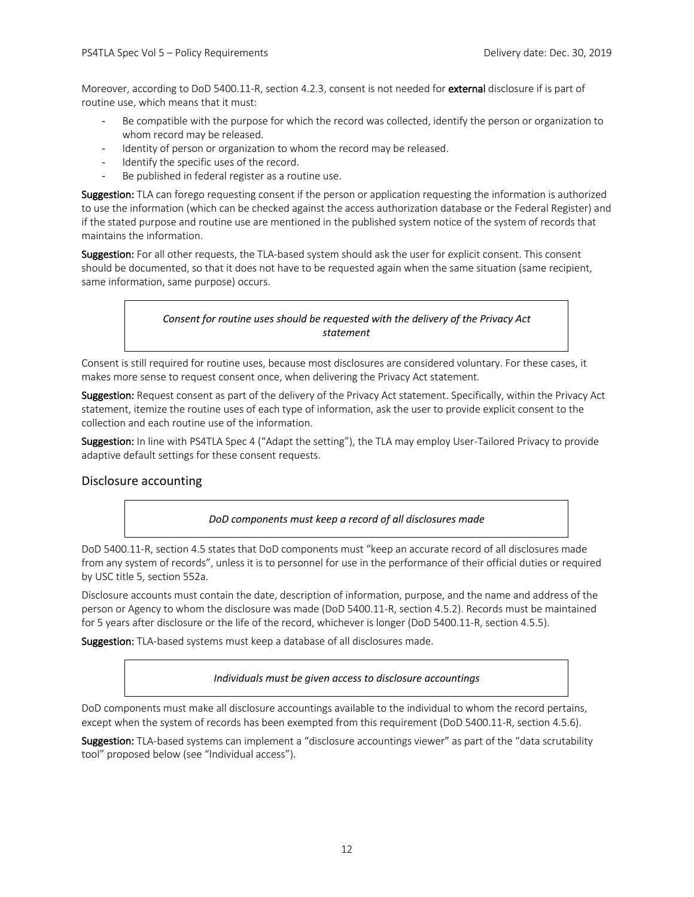Moreover, according to DoD 5400.11-R, section 4.2.3, consent is not needed for **external** disclosure if is part of routine use, which means that it must:

- Be compatible with the purpose for which the record was collected, identify the person or organization to whom record may be released.
- Identity of person or organization to whom the record may be released.
- Identify the specific uses of the record.
- Be published in federal register as a routine use.

**Suggestion:** TLA can forego requesting consent if the person or application requesting the information is authorized to use the information (which can be checked against the access authorization database or the Federal Register) and if the stated purpose and routine use are mentioned in the published system notice of the system of records that maintains the information.

**Suggestion:** For all other requests, the TLA-based system should ask the user for explicit consent. This consent should be documented, so that it does not have to be requested again when the same situation (same recipient, same information, same purpose) occurs.

> *Consent for routine uses should be requested with the delivery of the Privacy Act statement*

Consent is still required for routine uses, because most disclosures are considered voluntary. For these cases, it makes more sense to request consent once, when delivering the Privacy Act statement.

**Suggestion:** Request consent as part of the delivery of the Privacy Act statement. Specifically, within the Privacy Act statement, itemize the routine uses of each type of information, ask the user to provide explicit consent to the collection and each routine use of the information.

**Suggestion:** In line with PS4TLA Spec 4 ("Adapt the setting"), the TLA may employ User-Tailored Privacy to provide adaptive default settings for these consent requests.

## Disclosure accounting

> *DoD components must keep a record of all disclosures made*

DoD 5400.11-R, section 4.5 states that DoD components must "keep an accurate record of all disclosures made from any system of records", unless it is to personnel for use in the performance of their official duties or required by USC title 5, section 552a.

Disclosure accounts must contain the date, description of information, purpose, and the name and address of the person or Agency to whom the disclosure was made (DoD 5400.11-R, section 4.5.2). Records must be maintained for 5 years after disclosure or the life of the record, whichever is longer (DoD 5400.11-R, section 4.5.5).

**Suggestion:** TLA-based systems must keep a database of all disclosures made.

> *Individuals must be given access to disclosure accountings*

DoD components must make all disclosure accountings available to the individual to whom the record pertains, except when the system of records has been exempted from this requirement (DoD 5400.11-R, section 4.5.6).

**Suggestion:** TLA-based systems can implement a "disclosure accountings viewer" as part of the "data scrutability tool" proposed below (see "Individual access").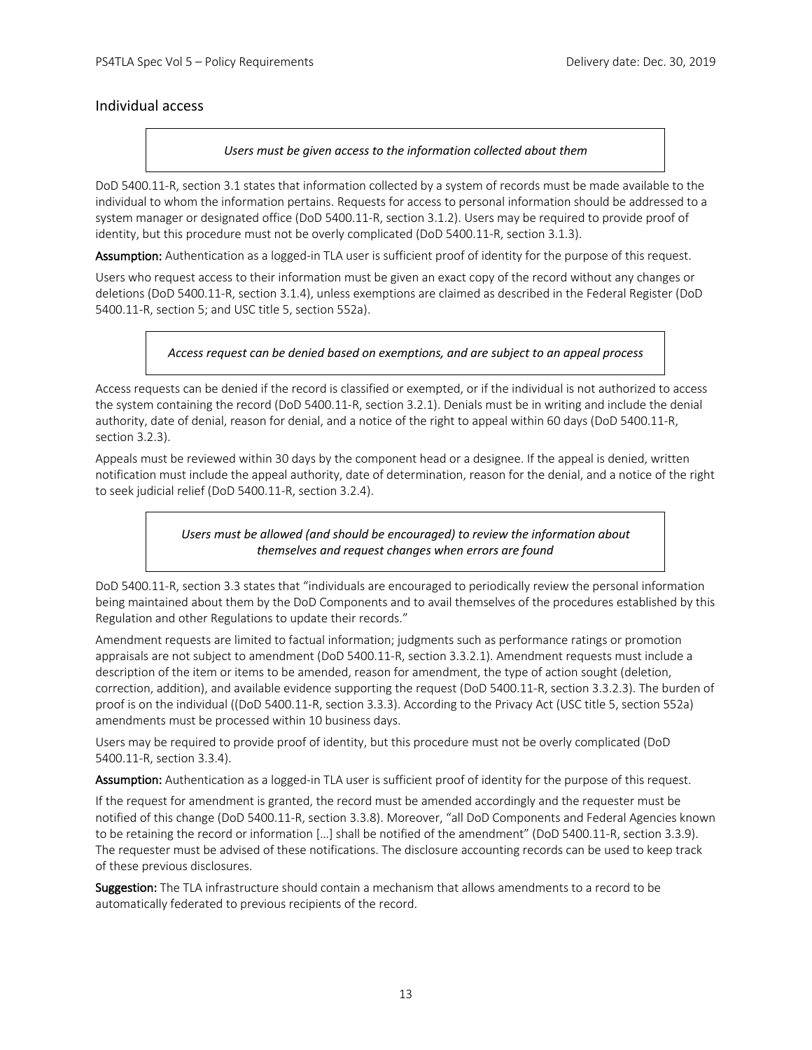## Individual access

> *Users must be given access to the information collected about them*

DoD 5400.11-R, section 3.1 states that information collected by a system of records must be made available to the individual to whom the information pertains. Requests for access to personal information should be addressed to a system manager or designated office (DoD 5400.11-R, section 3.1.2). Users may be required to provide proof of identity, but this procedure must not be overly complicated (DoD 5400.11-R, section 3.1.3).

**Assumption:** Authentication as a logged-in TLA user is sufficient proof of identity for the purpose of this request.

Users who request access to their information must be given an exact copy of the record without any changes or deletions (DoD 5400.11-R, section 3.1.4), unless exemptions are claimed as described in the Federal Register (DoD 5400.11-R, section 5; and USC title 5, section 552a).

> *Access request can be denied based on exemptions, and are subject to an appeal process*

Access requests can be denied if the record is classified or exempted, or if the individual is not authorized to access the system containing the record (DoD 5400.11-R, section 3.2.1). Denials must be in writing and include the denial authority, date of denial, reason for denial, and a notice of the right to appeal within 60 days (DoD 5400.11-R, section 3.2.3).

Appeals must be reviewed within 30 days by the component head or a designee. If the appeal is denied, written notification must include the appeal authority, date of determination, reason for the denial, and a notice of the right to seek judicial relief (DoD 5400.11-R, section 3.2.4).

> *Users must be allowed (and should be encouraged) to review the information about themselves and request changes when errors are found*

DoD 5400.11-R, section 3.3 states that "individuals are encouraged to periodically review the personal information being maintained about them by the DoD Components and to avail themselves of the procedures established by this Regulation and other Regulations to update their records."

Amendment requests are limited to factual information; judgments such as performance ratings or promotion appraisals are not subject to amendment (DoD 5400.11-R, section 3.3.2.1). Amendment requests must include a description of the item or items to be amended, reason for amendment, the type of action sought (deletion, correction, addition), and available evidence supporting the request (DoD 5400.11-R, section 3.3.2.3). The burden of proof is on the individual ((DoD 5400.11-R, section 3.3.3). According to the Privacy Act (USC title 5, section 552a) amendments must be processed within 10 business days.

Users may be required to provide proof of identity, but this procedure must not be overly complicated (DoD 5400.11-R, section 3.3.4).

**Assumption:** Authentication as a logged-in TLA user is sufficient proof of identity for the purpose of this request.

If the request for amendment is granted, the record must be amended accordingly and the requester must be notified of this change (DoD 5400.11-R, section 3.3.8). Moreover, "all DoD Components and Federal Agencies known to be retaining the record or information […] shall be notified of the amendment" (DoD 5400.11-R, section 3.3.9). The requester must be advised of these notifications. The disclosure accounting records can be used to keep track of these previous disclosures.

**Suggestion:** The TLA infrastructure should contain a mechanism that allows amendments to a record to be automatically federated to previous recipients of the record.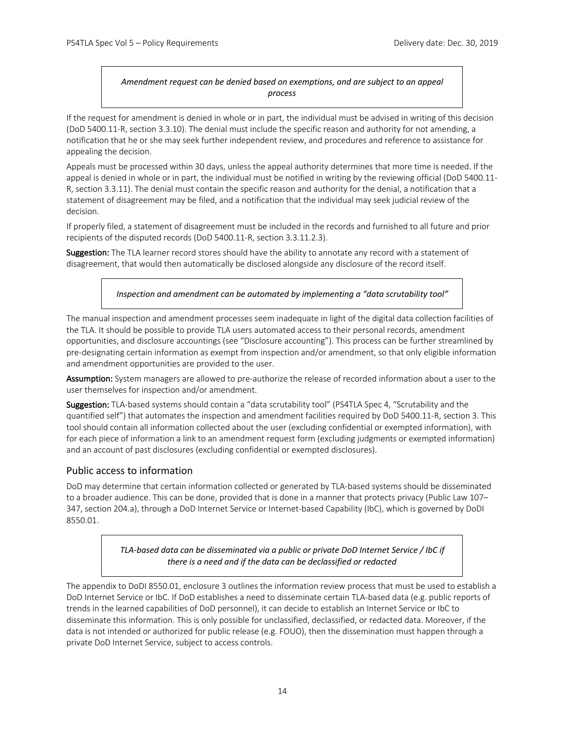*Amendment request can be denied based on exemptions, and are subject to an appeal process*

If the request for amendment is denied in whole or in part, the individual must be advised in writing of this decision (DoD 5400.11-R, section 3.3.10). The denial must include the specific reason and authority for not amending, a notification that he or she may seek further independent review, and procedures and reference to assistance for appealing the decision.

Appeals must be processed within 30 days, unless the appeal authority determines that more time is needed. If the appeal is denied in whole or in part, the individual must be notified in writing by the reviewing official (DoD 5400.11-R, section 3.3.11). The denial must contain the specific reason and authority for the denial, a notification that a statement of disagreement may be filed, and a notification that the individual may seek judicial review of the decision.

If properly filed, a statement of disagreement must be included in the records and furnished to all future and prior recipients of the disputed records (DoD 5400.11-R, section 3.3.11.2.3).

**Suggestion:** The TLA learner record stores should have the ability to annotate any record with a statement of disagreement, that would then automatically be disclosed alongside any disclosure of the record itself.

*Inspection and amendment can be automated by implementing a "data scrutability tool"*

The manual inspection and amendment processes seem inadequate in light of the digital data collection facilities of the TLA. It should be possible to provide TLA users automated access to their personal records, amendment opportunities, and disclosure accountings (see "Disclosure accounting"). This process can be further streamlined by pre-designating certain information as exempt from inspection and/or amendment, so that only eligible information and amendment opportunities are provided to the user.

**Assumption:** System managers are allowed to pre-authorize the release of recorded information about a user to the user themselves for inspection and/or amendment.

**Suggestion:** TLA-based systems should contain a "data scrutability tool" (PS4TLA Spec 4, "Scrutability and the quantified self") that automates the inspection and amendment facilities required by DoD 5400.11-R, section 3. This tool should contain all information collected about the user (excluding confidential or exempted information), with for each piece of information a link to an amendment request form (excluding judgments or exempted information) and an account of past disclosures (excluding confidential or exempted disclosures).

## Public access to information

DoD may determine that certain information collected or generated by TLA-based systems should be disseminated to a broader audience. This can be done, provided that is done in a manner that protects privacy (Public Law 107–347, section 204.a), through a DoD Internet Service or Internet-based Capability (IbC), which is governed by DoDI 8550.01.

*TLA-based data can be disseminated via a public or private DoD Internet Service / IbC if there is a need and if the data can be declassified or redacted*

The appendix to DoDI 8550.01, enclosure 3 outlines the information review process that must be used to establish a DoD Internet Service or IbC. If DoD establishes a need to disseminate certain TLA-based data (e.g. public reports of trends in the learned capabilities of DoD personnel), it can decide to establish an Internet Service or IbC to disseminate this information. This is only possible for unclassified, declassified, or redacted data. Moreover, if the data is not intended or authorized for public release (e.g. FOUO), then the dissemination must happen through a private DoD Internet Service, subject to access controls.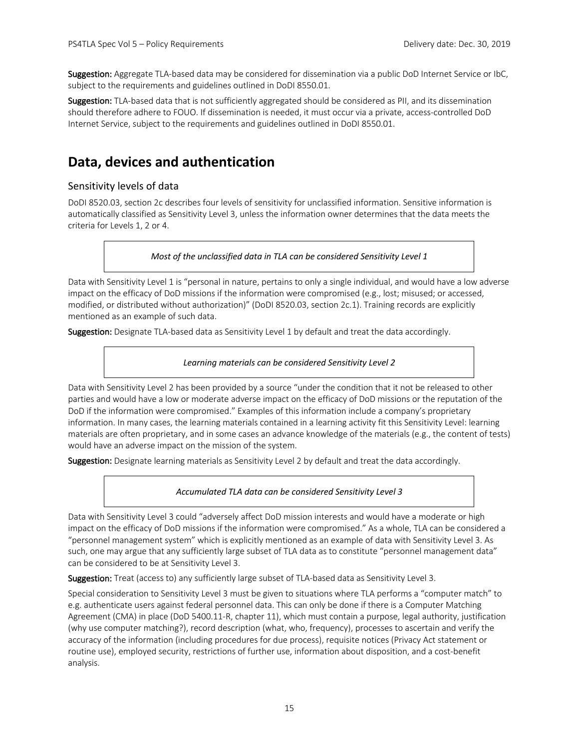**Suggestion:** Aggregate TLA-based data may be considered for dissemination via a public DoD Internet Service or IbC, subject to the requirements and guidelines outlined in DoDI 8550.01.

**Suggestion:** TLA-based data that is not sufficiently aggregated should be considered as PII, and its dissemination should therefore adhere to FOUO. If dissemination is needed, it must occur via a private, access-controlled DoD Internet Service, subject to the requirements and guidelines outlined in DoDI 8550.01.

# Data, devices and authentication

## Sensitivity levels of data

DoDI 8520.03, section 2c describes four levels of sensitivity for unclassified information. Sensitive information is automatically classified as Sensitivity Level 3, unless the information owner determines that the data meets the criteria for Levels 1, 2 or 4.

> *Most of the unclassified data in TLA can be considered Sensitivity Level 1*

Data with Sensitivity Level 1 is "personal in nature, pertains to only a single individual, and would have a low adverse impact on the efficacy of DoD missions if the information were compromised (e.g., lost; misused; or accessed, modified, or distributed without authorization)" (DoDI 8520.03, section 2c.1). Training records are explicitly mentioned as an example of such data.

**Suggestion:** Designate TLA-based data as Sensitivity Level 1 by default and treat the data accordingly.

> *Learning materials can be considered Sensitivity Level 2*

Data with Sensitivity Level 2 has been provided by a source "under the condition that it not be released to other parties and would have a low or moderate adverse impact on the efficacy of DoD missions or the reputation of the DoD if the information were compromised." Examples of this information include a company's proprietary information. In many cases, the learning materials contained in a learning activity fit this Sensitivity Level: learning materials are often proprietary, and in some cases an advance knowledge of the materials (e.g., the content of tests) would have an adverse impact on the mission of the system.

**Suggestion:** Designate learning materials as Sensitivity Level 2 by default and treat the data accordingly.

> *Accumulated TLA data can be considered Sensitivity Level 3*

Data with Sensitivity Level 3 could "adversely affect DoD mission interests and would have a moderate or high impact on the efficacy of DoD missions if the information were compromised." As a whole, TLA can be considered a "personnel management system" which is explicitly mentioned as an example of data with Sensitivity Level 3. As such, one may argue that any sufficiently large subset of TLA data as to constitute "personnel management data" can be considered to be at Sensitivity Level 3.

**Suggestion:** Treat (access to) any sufficiently large subset of TLA-based data as Sensitivity Level 3.

Special consideration to Sensitivity Level 3 must be given to situations where TLA performs a "computer match" to e.g. authenticate users against federal personnel data. This can only be done if there is a Computer Matching Agreement (CMA) in place (DoD 5400.11-R, chapter 11), which must contain a purpose, legal authority, justification (why use computer matching?), record description (what, who, frequency), processes to ascertain and verify the accuracy of the information (including procedures for due process), requisite notices (Privacy Act statement or routine use), employed security, restrictions of further use, information about disposition, and a cost-benefit analysis.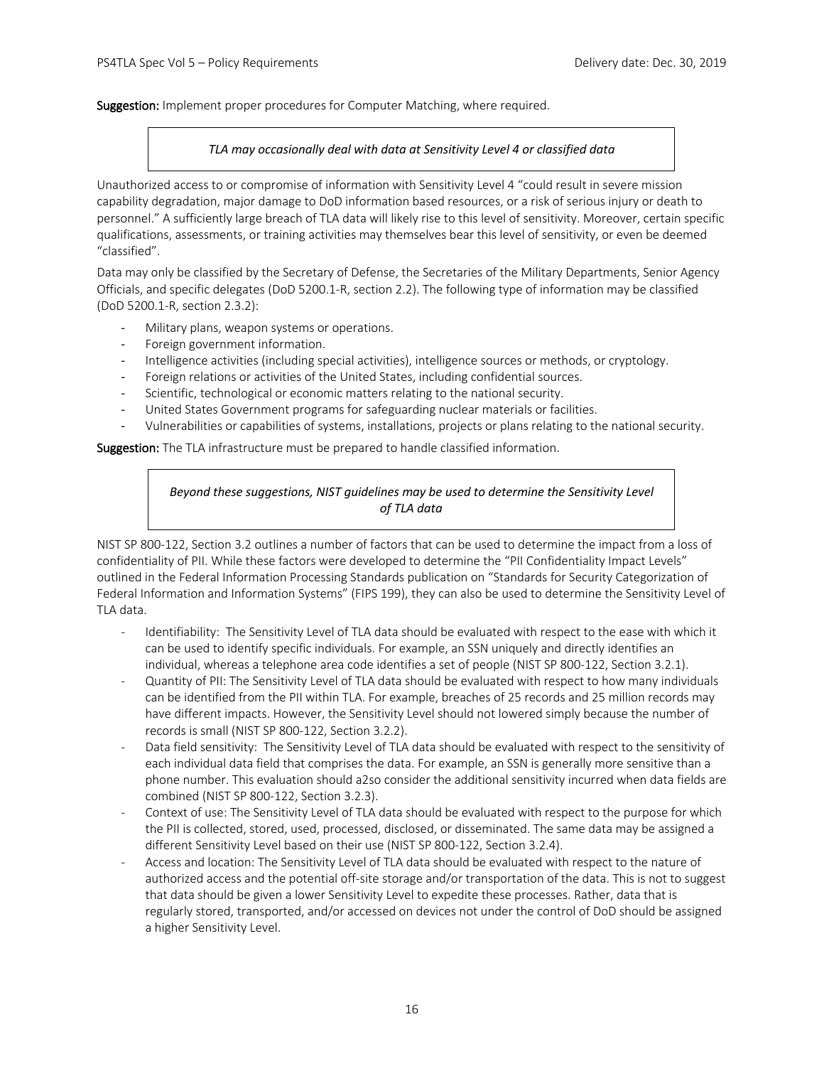**Suggestion:** Implement proper procedures for Computer Matching, where required.

> *TLA may occasionally deal with data at Sensitivity Level 4 or classified data*

Unauthorized access to or compromise of information with Sensitivity Level 4 "could result in severe mission capability degradation, major damage to DoD information based resources, or a risk of serious injury or death to personnel." A sufficiently large breach of TLA data will likely rise to this level of sensitivity. Moreover, certain specific qualifications, assessments, or training activities may themselves bear this level of sensitivity, or even be deemed "classified".

Data may only be classified by the Secretary of Defense, the Secretaries of the Military Departments, Senior Agency Officials, and specific delegates (DoD 5200.1-R, section 2.2). The following type of information may be classified (DoD 5200.1-R, section 2.3.2):

- Military plans, weapon systems or operations.
- Foreign government information.
- Intelligence activities (including special activities), intelligence sources or methods, or cryptology.
- Foreign relations or activities of the United States, including confidential sources.
- Scientific, technological or economic matters relating to the national security.
- United States Government programs for safeguarding nuclear materials or facilities.
- Vulnerabilities or capabilities of systems, installations, projects or plans relating to the national security.

**Suggestion:** The TLA infrastructure must be prepared to handle classified information.

> *Beyond these suggestions, NIST guidelines may be used to determine the Sensitivity Level of TLA data*

NIST SP 800-122, Section 3.2 outlines a number of factors that can be used to determine the impact from a loss of confidentiality of PII. While these factors were developed to determine the "PII Confidentiality Impact Levels" outlined in the Federal Information Processing Standards publication on "Standards for Security Categorization of Federal Information and Information Systems" (FIPS 199), they can also be used to determine the Sensitivity Level of TLA data.

- Identifiability: The Sensitivity Level of TLA data should be evaluated with respect to the ease with which it can be used to identify specific individuals. For example, an SSN uniquely and directly identifies an individual, whereas a telephone area code identifies a set of people (NIST SP 800-122, Section 3.2.1).
- Quantity of PII: The Sensitivity Level of TLA data should be evaluated with respect to how many individuals can be identified from the PII within TLA. For example, breaches of 25 records and 25 million records may have different impacts. However, the Sensitivity Level should not lowered simply because the number of records is small (NIST SP 800-122, Section 3.2.2).
- Data field sensitivity: The Sensitivity Level of TLA data should be evaluated with respect to the sensitivity of each individual data field that comprises the data. For example, an SSN is generally more sensitive than a phone number. This evaluation should a2so consider the additional sensitivity incurred when data fields are combined (NIST SP 800-122, Section 3.2.3).
- Context of use: The Sensitivity Level of TLA data should be evaluated with respect to the purpose for which the PII is collected, stored, used, processed, disclosed, or disseminated. The same data may be assigned a different Sensitivity Level based on their use (NIST SP 800-122, Section 3.2.4).
- Access and location: The Sensitivity Level of TLA data should be evaluated with respect to the nature of authorized access and the potential off-site storage and/or transportation of the data. This is not to suggest that data should be given a lower Sensitivity Level to expedite these processes. Rather, data that is regularly stored, transported, and/or accessed on devices not under the control of DoD should be assigned a higher Sensitivity Level.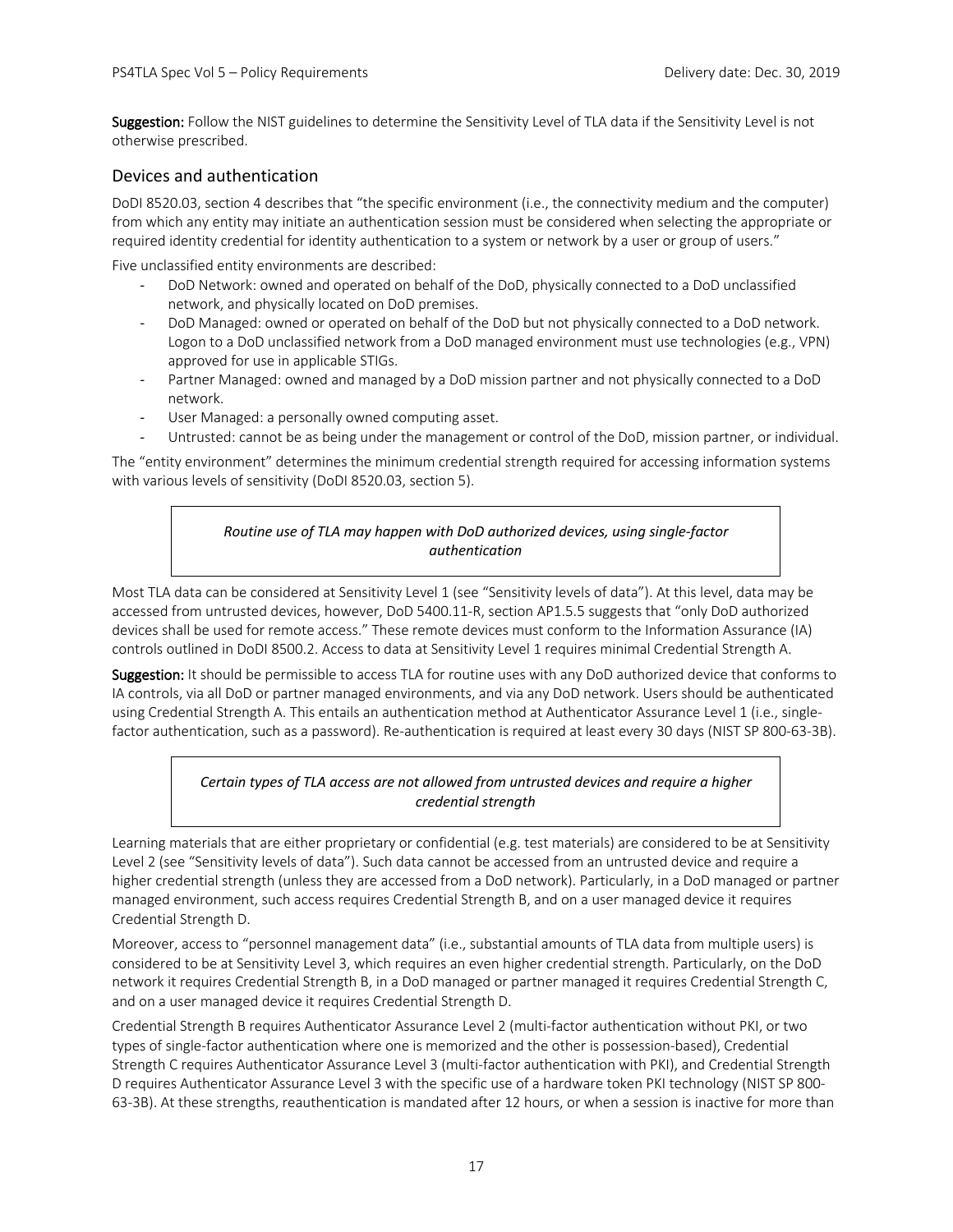**Suggestion:** Follow the NIST guidelines to determine the Sensitivity Level of TLA data if the Sensitivity Level is not otherwise prescribed.

## Devices and authentication

DoDI 8520.03, section 4 describes that "the specific environment (i.e., the connectivity medium and the computer) from which any entity may initiate an authentication session must be considered when selecting the appropriate or required identity credential for identity authentication to a system or network by a user or group of users."

Five unclassified entity environments are described:

- DoD Network: owned and operated on behalf of the DoD, physically connected to a DoD unclassified network, and physically located on DoD premises.
- DoD Managed: owned or operated on behalf of the DoD but not physically connected to a DoD network. Logon to a DoD unclassified network from a DoD managed environment must use technologies (e.g., VPN) approved for use in applicable STIGs.
- Partner Managed: owned and managed by a DoD mission partner and not physically connected to a DoD network.
- User Managed: a personally owned computing asset.
- Untrusted: cannot be as being under the management or control of the DoD, mission partner, or individual.

The "entity environment" determines the minimum credential strength required for accessing information systems with various levels of sensitivity (DoDI 8520.03, section 5).

> *Routine use of TLA may happen with DoD authorized devices, using single-factor authentication*

Most TLA data can be considered at Sensitivity Level 1 (see "Sensitivity levels of data"). At this level, data may be accessed from untrusted devices, however, DoD 5400.11-R, section AP1.5.5 suggests that "only DoD authorized devices shall be used for remote access." These remote devices must conform to the Information Assurance (IA) controls outlined in DoDI 8500.2. Access to data at Sensitivity Level 1 requires minimal Credential Strength A.

**Suggestion:** It should be permissible to access TLA for routine uses with any DoD authorized device that conforms to IA controls, via all DoD or partner managed environments, and via any DoD network. Users should be authenticated using Credential Strength A. This entails an authentication method at Authenticator Assurance Level 1 (i.e., single-factor authentication, such as a password). Re-authentication is required at least every 30 days (NIST SP 800-63-3B).

> *Certain types of TLA access are not allowed from untrusted devices and require a higher credential strength*

Learning materials that are either proprietary or confidential (e.g. test materials) are considered to be at Sensitivity Level 2 (see "Sensitivity levels of data"). Such data cannot be accessed from an untrusted device and require a higher credential strength (unless they are accessed from a DoD network). Particularly, in a DoD managed or partner managed environment, such access requires Credential Strength B, and on a user managed device it requires Credential Strength D.

Moreover, access to "personnel management data" (i.e., substantial amounts of TLA data from multiple users) is considered to be at Sensitivity Level 3, which requires an even higher credential strength. Particularly, on the DoD network it requires Credential Strength B, in a DoD managed or partner managed it requires Credential Strength C, and on a user managed device it requires Credential Strength D.

Credential Strength B requires Authenticator Assurance Level 2 (multi-factor authentication without PKI, or two types of single-factor authentication where one is memorized and the other is possession-based), Credential Strength C requires Authenticator Assurance Level 3 (multi-factor authentication with PKI), and Credential Strength D requires Authenticator Assurance Level 3 with the specific use of a hardware token PKI technology (NIST SP 800-63-3B). At these strengths, reauthentication is mandated after 12 hours, or when a session is inactive for more than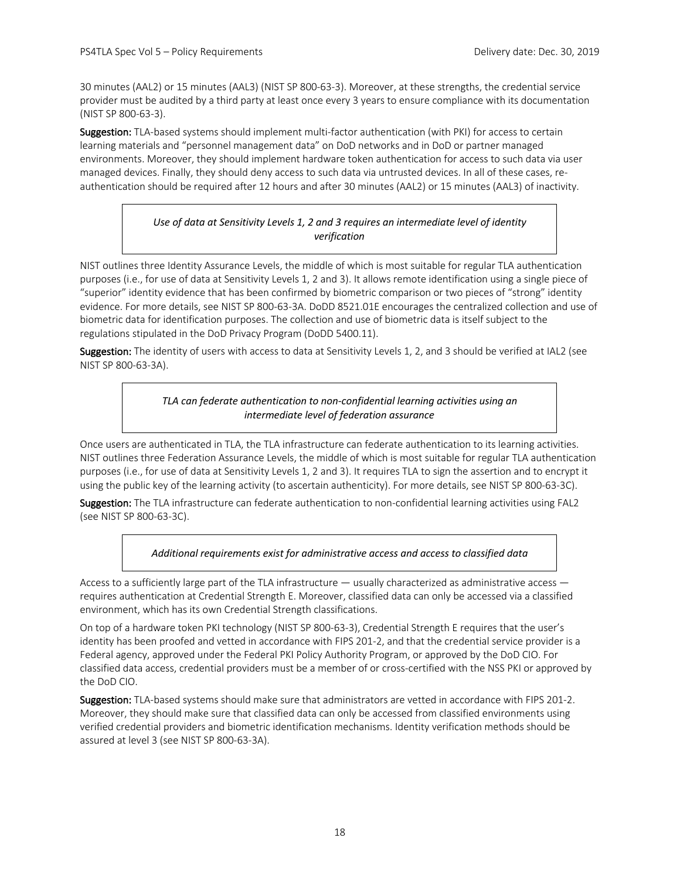30 minutes (AAL2) or 15 minutes (AAL3) (NIST SP 800-63-3). Moreover, at these strengths, the credential service provider must be audited by a third party at least once every 3 years to ensure compliance with its documentation (NIST SP 800-63-3).

**Suggestion:** TLA-based systems should implement multi-factor authentication (with PKI) for access to certain learning materials and "personnel management data" on DoD networks and in DoD or partner managed environments. Moreover, they should implement hardware token authentication for access to such data via user managed devices. Finally, they should deny access to such data via untrusted devices. In all of these cases, re-authentication should be required after 12 hours and after 30 minutes (AAL2) or 15 minutes (AAL3) of inactivity.

*Use of data at Sensitivity Levels 1, 2 and 3 requires an intermediate level of identity verification*

NIST outlines three Identity Assurance Levels, the middle of which is most suitable for regular TLA authentication purposes (i.e., for use of data at Sensitivity Levels 1, 2 and 3). It allows remote identification using a single piece of "superior" identity evidence that has been confirmed by biometric comparison or two pieces of "strong" identity evidence. For more details, see NIST SP 800-63-3A. DoDD 8521.01E encourages the centralized collection and use of biometric data for identification purposes. The collection and use of biometric data is itself subject to the regulations stipulated in the DoD Privacy Program (DoDD 5400.11).

**Suggestion:** The identity of users with access to data at Sensitivity Levels 1, 2, and 3 should be verified at IAL2 (see NIST SP 800-63-3A).

*TLA can federate authentication to non-confidential learning activities using an intermediate level of federation assurance*

Once users are authenticated in TLA, the TLA infrastructure can federate authentication to its learning activities. NIST outlines three Federation Assurance Levels, the middle of which is most suitable for regular TLA authentication purposes (i.e., for use of data at Sensitivity Levels 1, 2 and 3). It requires TLA to sign the assertion and to encrypt it using the public key of the learning activity (to ascertain authenticity). For more details, see NIST SP 800-63-3C).

**Suggestion:** The TLA infrastructure can federate authentication to non-confidential learning activities using FAL2 (see NIST SP 800-63-3C).

*Additional requirements exist for administrative access and access to classified data*

Access to a sufficiently large part of the TLA infrastructure — usually characterized as administrative access — requires authentication at Credential Strength E. Moreover, classified data can only be accessed via a classified environment, which has its own Credential Strength classifications.

On top of a hardware token PKI technology (NIST SP 800-63-3), Credential Strength E requires that the user's identity has been proofed and vetted in accordance with FIPS 201-2, and that the credential service provider is a Federal agency, approved under the Federal PKI Policy Authority Program, or approved by the DoD CIO. For classified data access, credential providers must be a member of or cross-certified with the NSS PKI or approved by the DoD CIO.

**Suggestion:** TLA-based systems should make sure that administrators are vetted in accordance with FIPS 201-2. Moreover, they should make sure that classified data can only be accessed from classified environments using verified credential providers and biometric identification mechanisms. Identity verification methods should be assured at level 3 (see NIST SP 800-63-3A).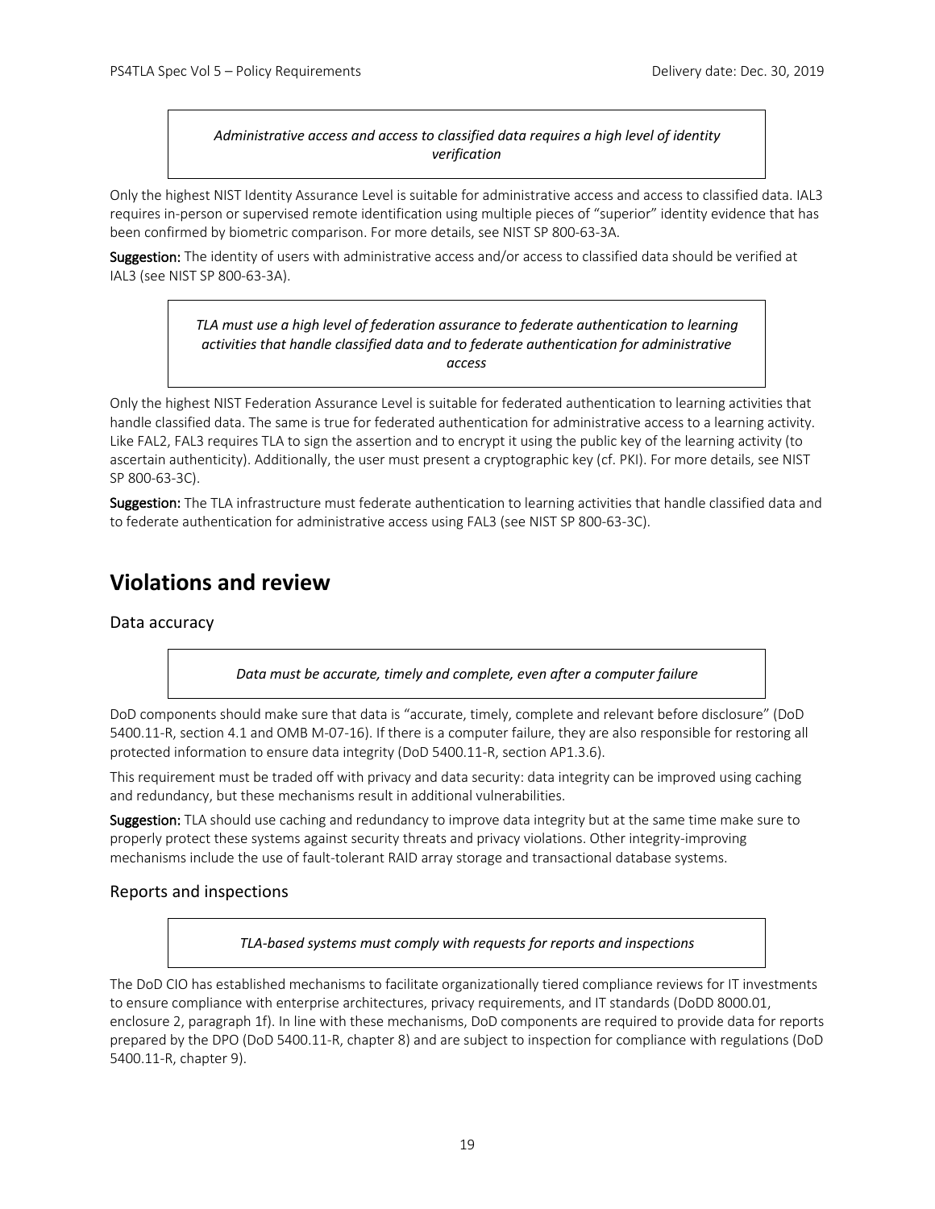*Administrative access and access to classified data requires a high level of identity verification*

Only the highest NIST Identity Assurance Level is suitable for administrative access and access to classified data. IAL3 requires in-person or supervised remote identification using multiple pieces of "superior" identity evidence that has been confirmed by biometric comparison. For more details, see NIST SP 800-63-3A.

**Suggestion:** The identity of users with administrative access and/or access to classified data should be verified at IAL3 (see NIST SP 800-63-3A).

*TLA must use a high level of federation assurance to federate authentication to learning activities that handle classified data and to federate authentication for administrative access*

Only the highest NIST Federation Assurance Level is suitable for federated authentication to learning activities that handle classified data. The same is true for federated authentication for administrative access to a learning activity. Like FAL2, FAL3 requires TLA to sign the assertion and to encrypt it using the public key of the learning activity (to ascertain authenticity). Additionally, the user must present a cryptographic key (cf. PKI). For more details, see NIST SP 800-63-3C).

**Suggestion:** The TLA infrastructure must federate authentication to learning activities that handle classified data and to federate authentication for administrative access using FAL3 (see NIST SP 800-63-3C).

# Violations and review

## Data accuracy

*Data must be accurate, timely and complete, even after a computer failure*

DoD components should make sure that data is "accurate, timely, complete and relevant before disclosure" (DoD 5400.11-R, section 4.1 and OMB M-07-16). If there is a computer failure, they are also responsible for restoring all protected information to ensure data integrity (DoD 5400.11-R, section AP1.3.6).

This requirement must be traded off with privacy and data security: data integrity can be improved using caching and redundancy, but these mechanisms result in additional vulnerabilities.

**Suggestion:** TLA should use caching and redundancy to improve data integrity but at the same time make sure to properly protect these systems against security threats and privacy violations. Other integrity-improving mechanisms include the use of fault-tolerant RAID array storage and transactional database systems.

## Reports and inspections

*TLA-based systems must comply with requests for reports and inspections*

The DoD CIO has established mechanisms to facilitate organizationally tiered compliance reviews for IT investments to ensure compliance with enterprise architectures, privacy requirements, and IT standards (DoDD 8000.01, enclosure 2, paragraph 1f). In line with these mechanisms, DoD components are required to provide data for reports prepared by the DPO (DoD 5400.11-R, chapter 8) and are subject to inspection for compliance with regulations (DoD 5400.11-R, chapter 9).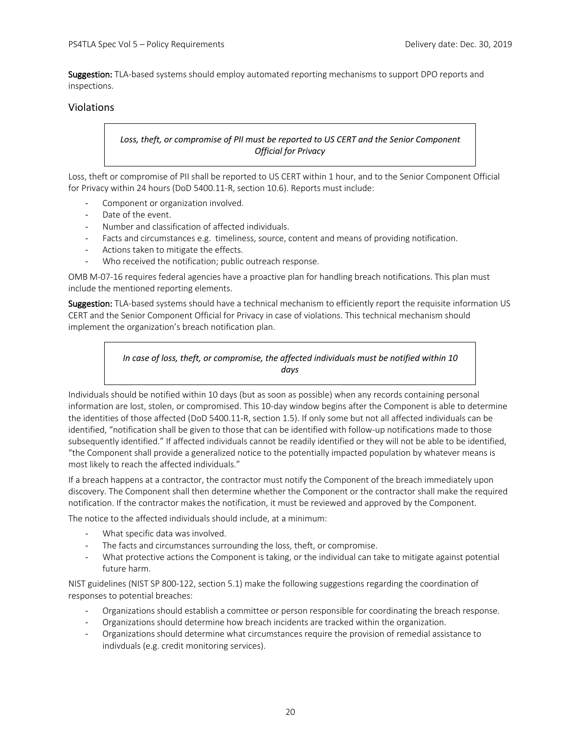**Suggestion:** TLA-based systems should employ automated reporting mechanisms to support DPO reports and inspections.

## Violations

> *Loss, theft, or compromise of PII must be reported to US CERT and the Senior Component Official for Privacy*

Loss, theft or compromise of PII shall be reported to US CERT within 1 hour, and to the Senior Component Official for Privacy within 24 hours (DoD 5400.11-R, section 10.6). Reports must include:

- Component or organization involved.
- Date of the event.
- Number and classification of affected individuals.
- Facts and circumstances e.g. timeliness, source, content and means of providing notification.
- Actions taken to mitigate the effects.
- Who received the notification; public outreach response.

OMB M-07-16 requires federal agencies have a proactive plan for handling breach notifications. This plan must include the mentioned reporting elements.

**Suggestion:** TLA-based systems should have a technical mechanism to efficiently report the requisite information US CERT and the Senior Component Official for Privacy in case of violations. This technical mechanism should implement the organization's breach notification plan.

> *In case of loss, theft, or compromise, the affected individuals must be notified within 10 days*

Individuals should be notified within 10 days (but as soon as possible) when any records containing personal information are lost, stolen, or compromised. This 10-day window begins after the Component is able to determine the identities of those affected (DoD 5400.11-R, section 1.5). If only some but not all affected individuals can be identified, "notification shall be given to those that can be identified with follow-up notifications made to those subsequently identified." If affected individuals cannot be readily identified or they will not be able to be identified, "the Component shall provide a generalized notice to the potentially impacted population by whatever means is most likely to reach the affected individuals."

If a breach happens at a contractor, the contractor must notify the Component of the breach immediately upon discovery. The Component shall then determine whether the Component or the contractor shall make the required notification. If the contractor makes the notification, it must be reviewed and approved by the Component.

The notice to the affected individuals should include, at a minimum:

- What specific data was involved.
- The facts and circumstances surrounding the loss, theft, or compromise.
- What protective actions the Component is taking, or the individual can take to mitigate against potential future harm.

NIST guidelines (NIST SP 800-122, section 5.1) make the following suggestions regarding the coordination of responses to potential breaches:

- Organizations should establish a committee or person responsible for coordinating the breach response.
- Organizations should determine how breach incidents are tracked within the organization.
- Organizations should determine what circumstances require the provision of remedial assistance to indivduals (e.g. credit monitoring services).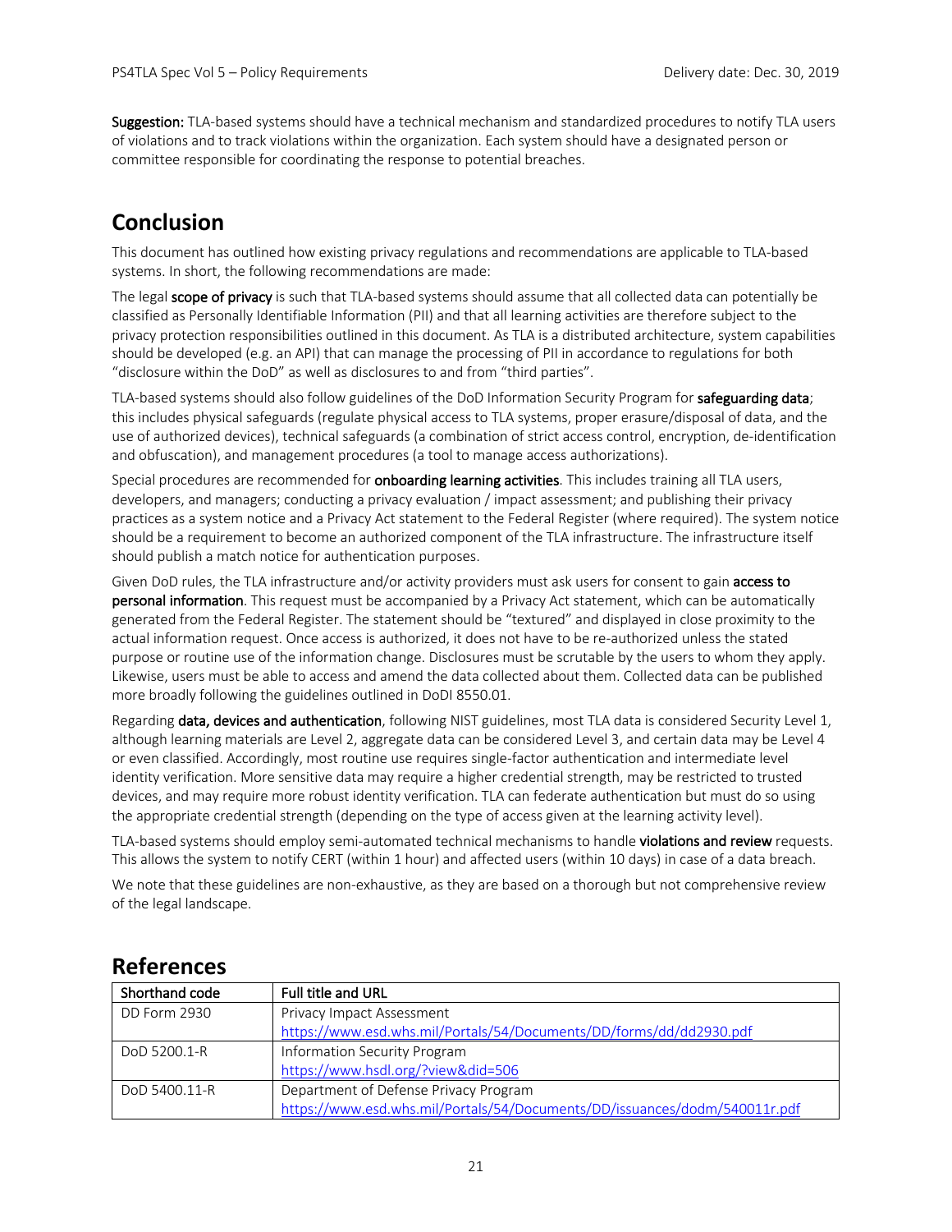**Suggestion:** TLA-based systems should have a technical mechanism and standardized procedures to notify TLA users of violations and to track violations within the organization. Each system should have a designated person or committee responsible for coordinating the response to potential breaches.

# Conclusion

This document has outlined how existing privacy regulations and recommendations are applicable to TLA-based systems. In short, the following recommendations are made:

The legal **scope of privacy** is such that TLA-based systems should assume that all collected data can potentially be classified as Personally Identifiable Information (PII) and that all learning activities are therefore subject to the privacy protection responsibilities outlined in this document. As TLA is a distributed architecture, system capabilities should be developed (e.g. an API) that can manage the processing of PII in accordance to regulations for both "disclosure within the DoD" as well as disclosures to and from "third parties".

TLA-based systems should also follow guidelines of the DoD Information Security Program for **safeguarding data**; this includes physical safeguards (regulate physical access to TLA systems, proper erasure/disposal of data, and the use of authorized devices), technical safeguards (a combination of strict access control, encryption, de-identification and obfuscation), and management procedures (a tool to manage access authorizations).

Special procedures are recommended for **onboarding learning activities**. This includes training all TLA users, developers, and managers; conducting a privacy evaluation / impact assessment; and publishing their privacy practices as a system notice and a Privacy Act statement to the Federal Register (where required). The system notice should be a requirement to become an authorized component of the TLA infrastructure. The infrastructure itself should publish a match notice for authentication purposes.

Given DoD rules, the TLA infrastructure and/or activity providers must ask users for consent to gain **access to personal information**. This request must be accompanied by a Privacy Act statement, which can be automatically generated from the Federal Register. The statement should be "textured" and displayed in close proximity to the actual information request. Once access is authorized, it does not have to be re-authorized unless the stated purpose or routine use of the information change. Disclosures must be scrutable by the users to whom they apply. Likewise, users must be able to access and amend the data collected about them. Collected data can be published more broadly following the guidelines outlined in DoDI 8550.01.

Regarding **data, devices and authentication**, following NIST guidelines, most TLA data is considered Security Level 1, although learning materials are Level 2, aggregate data can be considered Level 3, and certain data may be Level 4 or even classified. Accordingly, most routine use requires single-factor authentication and intermediate level identity verification. More sensitive data may require a higher credential strength, may be restricted to trusted devices, and may require more robust identity verification. TLA can federate authentication but must do so using the appropriate credential strength (depending on the type of access given at the learning activity level).

TLA-based systems should employ semi-automated technical mechanisms to handle **violations and review** requests. This allows the system to notify CERT (within 1 hour) and affected users (within 10 days) in case of a data breach.

We note that these guidelines are non-exhaustive, as they are based on a thorough but not comprehensive review of the legal landscape.

# References

| Shorthand code | Full title and URL |
|---|---|
| DD Form 2930 | Privacy Impact Assessment<br>https://www.esd.whs.mil/Portals/54/Documents/DD/forms/dd/dd2930.pdf |
| DoD 5200.1-R | Information Security Program<br>https://www.hsdl.org/?view&did=506 |
| DoD 5400.11-R | Department of Defense Privacy Program<br>https://www.esd.whs.mil/Portals/54/Documents/DD/issuances/dodm/540011r.pdf |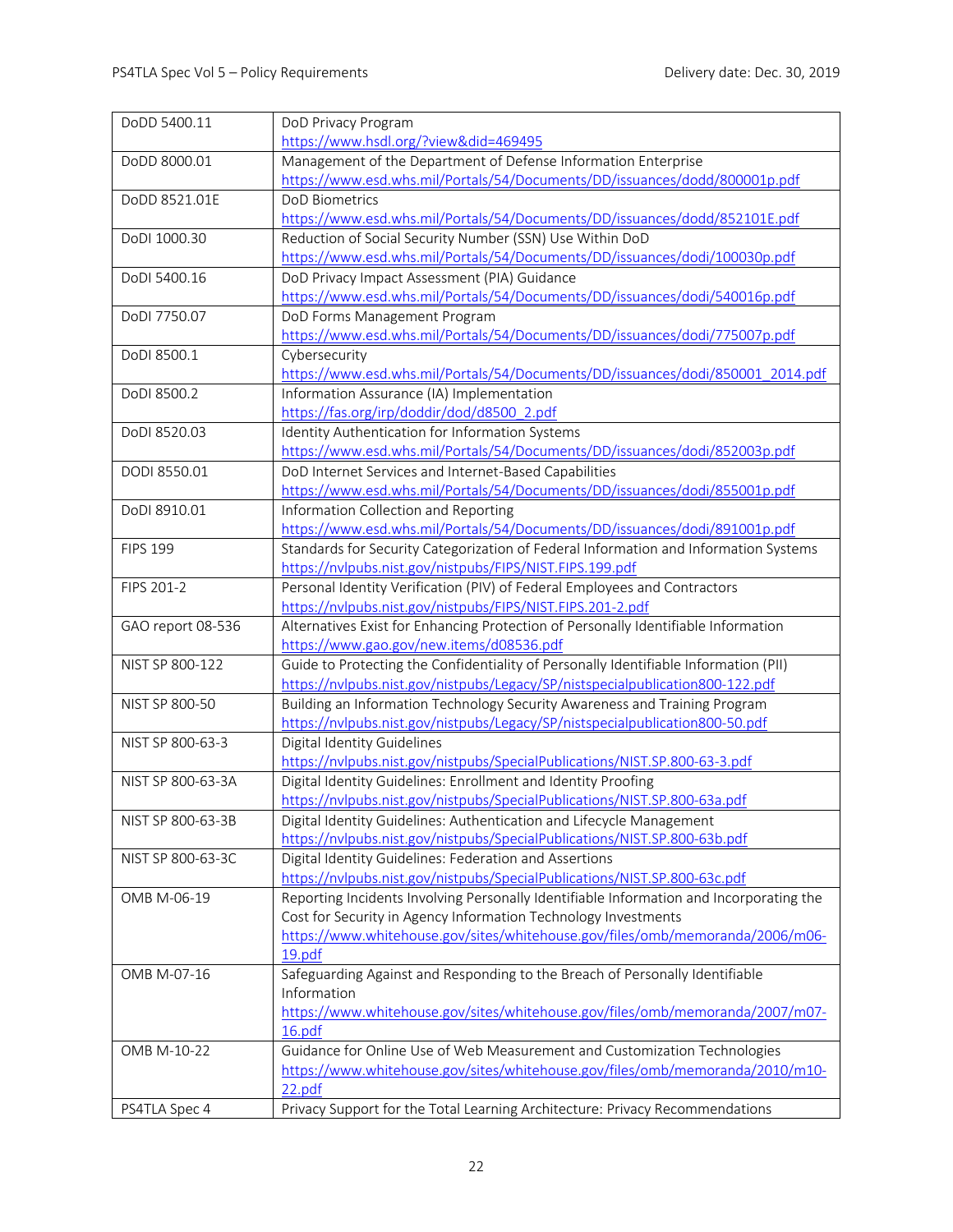| | |
|---|---|
| DoDD 5400.11 | DoD Privacy Program<br>https://www.hsdl.org/?view&did=469495 |
| DoDD 8000.01 | Management of the Department of Defense Information Enterprise<br>https://www.esd.whs.mil/Portals/54/Documents/DD/issuances/dodd/800001p.pdf |
| DoDD 8521.01E | DoD Biometrics<br>https://www.esd.whs.mil/Portals/54/Documents/DD/issuances/dodd/852101E.pdf |
| DoDI 1000.30 | Reduction of Social Security Number (SSN) Use Within DoD<br>https://www.esd.whs.mil/Portals/54/Documents/DD/issuances/dodi/100030p.pdf |
| DoDI 5400.16 | DoD Privacy Impact Assessment (PIA) Guidance<br>https://www.esd.whs.mil/Portals/54/Documents/DD/issuances/dodi/540016p.pdf |
| DoDI 7750.07 | DoD Forms Management Program<br>https://www.esd.whs.mil/Portals/54/Documents/DD/issuances/dodi/775007p.pdf |
| DoDI 8500.1 | Cybersecurity<br>https://www.esd.whs.mil/Portals/54/Documents/DD/issuances/dodi/850001_2014.pdf |
| DoDI 8500.2 | Information Assurance (IA) Implementation<br>https://fas.org/irp/doddir/dod/d8500_2.pdf |
| DoDI 8520.03 | Identity Authentication for Information Systems<br>https://www.esd.whs.mil/Portals/54/Documents/DD/issuances/dodi/852003p.pdf |
| DODI 8550.01 | DoD Internet Services and Internet-Based Capabilities<br>https://www.esd.whs.mil/Portals/54/Documents/DD/issuances/dodi/855001p.pdf |
| DoDI 8910.01 | Information Collection and Reporting<br>https://www.esd.whs.mil/Portals/54/Documents/DD/issuances/dodi/891001p.pdf |
| FIPS 199 | Standards for Security Categorization of Federal Information and Information Systems<br>https://nvlpubs.nist.gov/nistpubs/FIPS/NIST.FIPS.199.pdf |
| FIPS 201-2 | Personal Identity Verification (PIV) of Federal Employees and Contractors<br>https://nvlpubs.nist.gov/nistpubs/FIPS/NIST.FIPS.201-2.pdf |
| GAO report 08-536 | Alternatives Exist for Enhancing Protection of Personally Identifiable Information<br>https://www.gao.gov/new.items/d08536.pdf |
| NIST SP 800-122 | Guide to Protecting the Confidentiality of Personally Identifiable Information (PII)<br>https://nvlpubs.nist.gov/nistpubs/Legacy/SP/nistspecialpublication800-122.pdf |
| NIST SP 800-50 | Building an Information Technology Security Awareness and Training Program<br>https://nvlpubs.nist.gov/nistpubs/Legacy/SP/nistspecialpublication800-50.pdf |
| NIST SP 800-63-3 | Digital Identity Guidelines<br>https://nvlpubs.nist.gov/nistpubs/SpecialPublications/NIST.SP.800-63-3.pdf |
| NIST SP 800-63-3A | Digital Identity Guidelines: Enrollment and Identity Proofing<br>https://nvlpubs.nist.gov/nistpubs/SpecialPublications/NIST.SP.800-63a.pdf |
| NIST SP 800-63-3B | Digital Identity Guidelines: Authentication and Lifecycle Management<br>https://nvlpubs.nist.gov/nistpubs/SpecialPublications/NIST.SP.800-63b.pdf |
| NIST SP 800-63-3C | Digital Identity Guidelines: Federation and Assertions<br>https://nvlpubs.nist.gov/nistpubs/SpecialPublications/NIST.SP.800-63c.pdf |
| OMB M-06-19 | Reporting Incidents Involving Personally Identifiable Information and Incorporating the Cost for Security in Agency Information Technology Investments<br>https://www.whitehouse.gov/sites/whitehouse.gov/files/omb/memoranda/2006/m06-19.pdf |
| OMB M-07-16 | Safeguarding Against and Responding to the Breach of Personally Identifiable Information<br>https://www.whitehouse.gov/sites/whitehouse.gov/files/omb/memoranda/2007/m07-16.pdf |
| OMB M-10-22 | Guidance for Online Use of Web Measurement and Customization Technologies<br>https://www.whitehouse.gov/sites/whitehouse.gov/files/omb/memoranda/2010/m10-22.pdf |
| PS4TLA Spec 4 | Privacy Support for the Total Learning Architecture: Privacy Recommendations |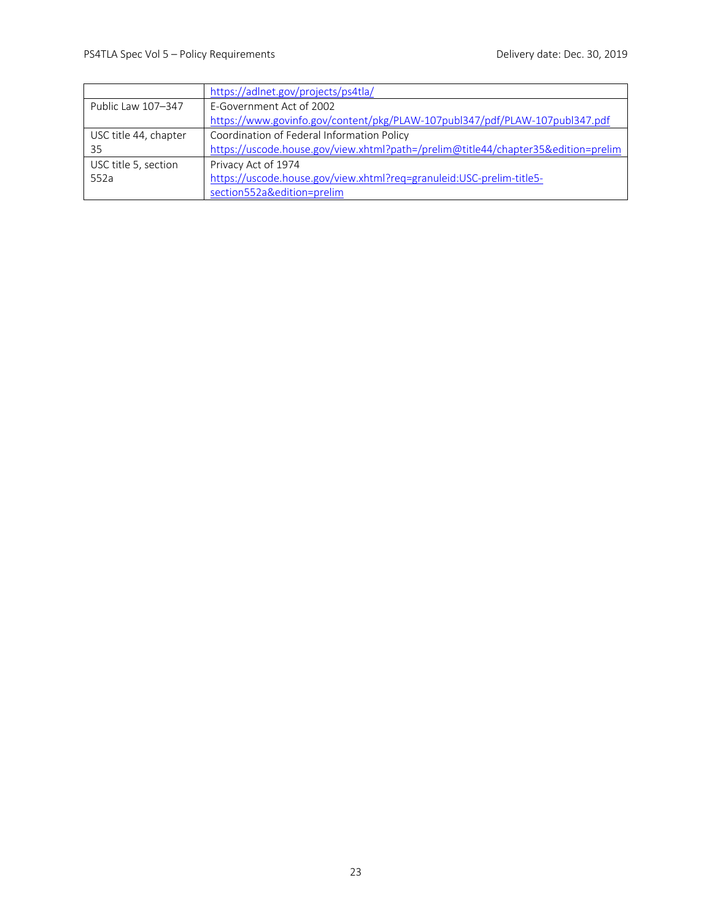| | |
|---|---|
| | https://adlnet.gov/projects/ps4tla/ |
| Public Law 107–347 | E-Government Act of 2002 https://www.govinfo.gov/content/pkg/PLAW-107publ347/pdf/PLAW-107publ347.pdf |
| USC title 44, chapter 35 | Coordination of Federal Information Policy https://uscode.house.gov/view.xhtml?path=/prelim@title44/chapter35&edition=prelim |
| USC title 5, section 552a | Privacy Act of 1974 https://uscode.house.gov/view.xhtml?req=granuleid:USC-prelim-title5-section552a&edition=prelim |